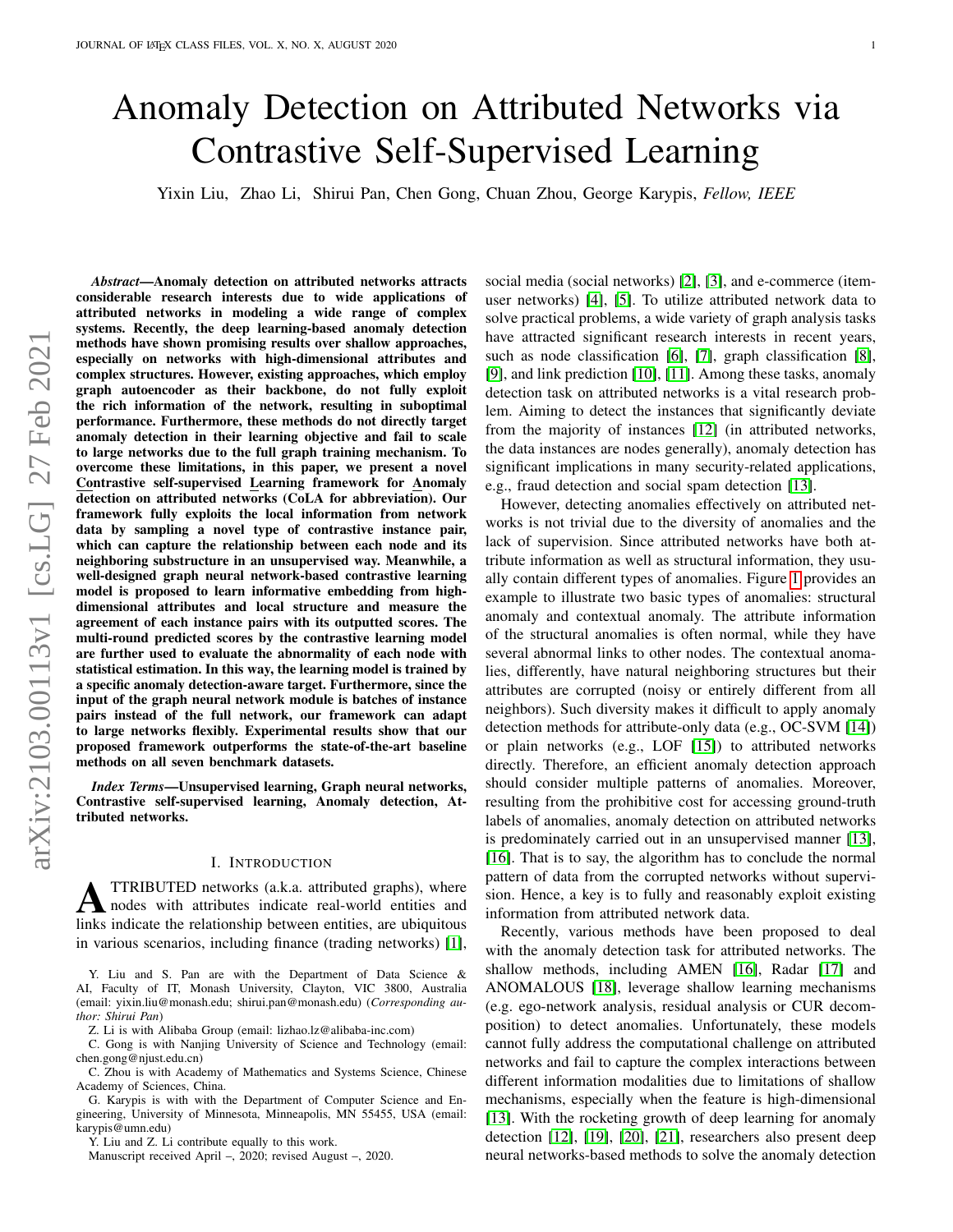# Anomaly Detection on Attributed Networks via Contrastive Self-Supervised Learning

Yixin Liu, Zhao Li, Shirui Pan, Chen Gong, Chuan Zhou, George Karypis, *Fellow, IEEE*

***Abstract*—Anomaly detection on attributed networks attracts considerable research interests due to wide applications of attributed networks in modeling a wide range of complex systems. Recently, the deep learning-based anomaly detection methods have shown promising results over shallow approaches, especially on networks with high-dimensional attributes and complex structures. However, existing approaches, which employ graph autoencoder as their backbone, do not fully exploit the rich information of the network, resulting in suboptimal performance. Furthermore, these methods do not directly target anomaly detection in their learning objective and fail to scale to large networks due to the full graph training mechanism. To overcome these limitations, in this paper, we present a novel Contrastive self-supervised Learning framework for Anomaly detection on attributed networks (CoLA for abbreviation). Our framework fully exploits the local information from network data by sampling a novel type of contrastive instance pair, which can capture the relationship between each node and its neighboring substructure in an unsupervised way. Meanwhile, a well-designed graph neural network-based contrastive learning model is proposed to learn informative embedding from high-dimensional attributes and local structure and measure the agreement of each instance pairs with its outputted scores. The multi-round predicted scores by the contrastive learning model are further used to evaluate the abnormality of each node with statistical estimation. In this way, the learning model is trained by a specific anomaly detection-aware target. Furthermore, since the input of the graph neural network module is batches of instance pairs instead of the full network, our framework can adapt to large networks flexibly. Experimental results show that our proposed framework outperforms the state-of-the-art baseline methods on all seven benchmark datasets.**

***Index Terms*—Unsupervised learning, Graph neural networks, Contrastive self-supervised learning, Anomaly detection, Attributed networks.**

## I. Introduction

Attributed networks (a.k.a. attributed graphs), where nodes with attributes indicate real-world entities and links indicate the relationship between entities, are ubiquitous in various scenarios, including finance (trading networks) [1], social media (social networks) [2], [3], and e-commerce (item-user networks) [4], [5]. To utilize attributed network data to solve practical problems, a wide variety of graph analysis tasks have attracted significant research interests in recent years, such as node classification [6], [7], graph classification [8], [9], and link prediction [10], [11]. Among these tasks, anomaly detection task on attributed networks is a vital research problem. Aiming to detect the instances that significantly deviate from the majority of instances [12] (in attributed networks, the data instances are nodes generally), anomaly detection has significant implications in many security-related applications, e.g., fraud detection and social spam detection [13].

However, detecting anomalies effectively on attributed networks is not trivial due to the diversity of anomalies and the lack of supervision. Since attributed networks have both attribute information as well as structural information, they usually contain different types of anomalies. Figure 1 provides an example to illustrate two basic types of anomalies: structural anomaly and contextual anomaly. The attribute information of the structural anomalies is often normal, while they have several abnormal links to other nodes. The contextual anomalies, differently, have natural neighboring structures but their attributes are corrupted (noisy or entirely different from all neighbors). Such diversity makes it difficult to apply anomaly detection methods for attribute-only data (e.g., OC-SVM [14]) or plain networks (e.g., LOF [15]) to attributed networks directly. Therefore, an efficient anomaly detection approach should consider multiple patterns of anomalies. Moreover, resulting from the prohibitive cost for accessing ground-truth labels of anomalies, anomaly detection on attributed networks is predominately carried out in an unsupervised manner [13], [16]. That is to say, the algorithm has to conclude the normal pattern of data from the corrupted networks without supervision. Hence, a key is to fully and reasonably exploit existing information from attributed network data.

Recently, various methods have been proposed to deal with the anomaly detection task for attributed networks. The shallow methods, including AMEN [16], Radar [17] and ANOMALOUS [18], leverage shallow learning mechanisms (e.g. ego-network analysis, residual analysis or CUR decomposition) to detect anomalies. Unfortunately, these models cannot fully address the computational challenge on attributed networks and fail to capture the complex interactions between different information modalities due to limitations of shallow mechanisms, especially when the feature is high-dimensional [13]. With the rocketing growth of deep learning for anomaly detection [12], [19], [20], [21], researchers also present deep neural networks-based methods to solve the anomaly detection

---

Y. Liu and S. Pan are with the Department of Data Science & AI, Faculty of IT, Monash University, Clayton, VIC 3800, Australia (email: yixin.liu@monash.edu; shirui.pan@monash.edu) (*Corresponding author: Shirui Pan*)

Z. Li is with Alibaba Group (email: lizhao.lz@alibaba-inc.com)

C. Gong is with Nanjing University of Science and Technology (email: chen.gong@njust.edu.cn)

C. Zhou is with Academy of Mathematics and Systems Science, Chinese Academy of Sciences, China.

G. Karypis is with with the Department of Computer Science and Engineering, University of Minnesota, Minneapolis, MN 55455, USA (email: karypis@umn.edu)

Y. Liu and Z. Li contribute equally to this work.

Manuscript received April –, 2020; revised August –, 2020.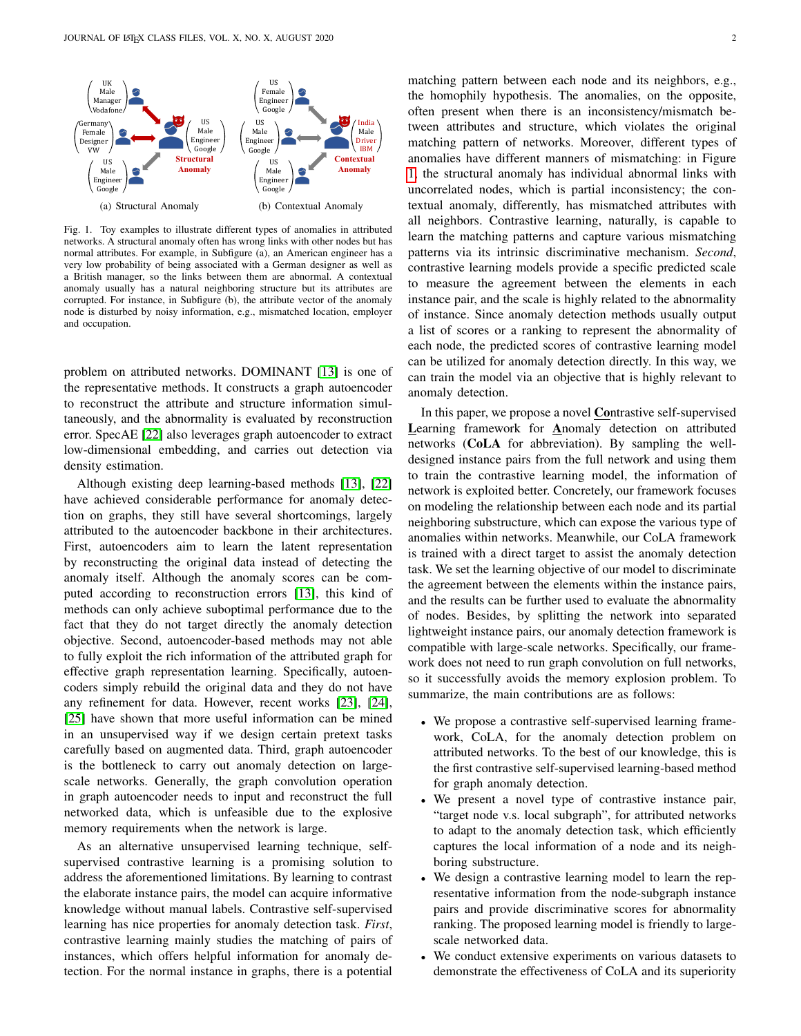(a) Structural Anomaly (b) Contextual Anomaly

Fig. 1. Toy examples to illustrate different types of anomalies in attributed networks. A structural anomaly often has wrong links with other nodes but has normal attributes. For example, in Subfigure (a), an American engineer has a very low probability of being associated with a German designer as well as a British manager, so the links between them are abnormal. A contextual anomaly usually has a natural neighboring structure but its attributes are corrupted. For instance, in Subfigure (b), the attribute vector of the anomaly node is disturbed by noisy information, e.g., mismatched location, employer and occupation.

problem on attributed networks. DOMINANT [13] is one of the representative methods. It constructs a graph autoencoder to reconstruct the attribute and structure information simultaneously, and the abnormality is evaluated by reconstruction error. SpecAE [22] also leverages graph autoencoder to extract low-dimensional embedding, and carries out detection via density estimation.

Although existing deep learning-based methods [13], [22] have achieved considerable performance for anomaly detection on graphs, they still have several shortcomings, largely attributed to the autoencoder backbone in their architectures. First, autoencoders aim to learn the latent representation by reconstructing the original data instead of detecting the anomaly itself. Although the anomaly scores can be computed according to reconstruction errors [13], this kind of methods can only achieve suboptimal performance due to the fact that they do not target directly the anomaly detection objective. Second, autoencoder-based methods may not able to fully exploit the rich information of the attributed graph for effective graph representation learning. Specifically, autoencoders simply rebuild the original data and they do not have any refinement for data. However, recent works [23], [24], [25] have shown that more useful information can be mined in an unsupervised way if we design certain pretext tasks carefully based on augmented data. Third, graph autoencoder is the bottleneck to carry out anomaly detection on large-scale networks. Generally, the graph convolution operation in graph autoencoder needs to input and reconstruct the full networked data, which is unfeasible due to the explosive memory requirements when the network is large.

As an alternative unsupervised learning technique, self-supervised contrastive learning is a promising solution to address the aforementioned limitations. By learning to contrast the elaborate instance pairs, the model can acquire informative knowledge without manual labels. Contrastive self-supervised learning has nice properties for anomaly detection task. *First*, contrastive learning mainly studies the matching of pairs of instances, which offers helpful information for anomaly detection. For the normal instance in graphs, there is a potential matching pattern between each node and its neighbors, e.g., the homophily hypothesis. The anomalies, on the opposite, often present when there is an inconsistency/mismatch between attributes and structure, which violates the original matching pattern of networks. Moreover, different types of anomalies have different manners of mismatching: in Figure 1, the structural anomaly has individual abnormal links with uncorrelated nodes, which is partial inconsistency; the contextual anomaly, differently, has mismatched attributes with all neighbors. Contrastive learning, naturally, is capable to learn the matching patterns and capture various mismatching patterns via its intrinsic discriminative mechanism. *Second*, contrastive learning models provide a specific predicted scale to measure the agreement between the elements in each instance pair, and the scale is highly related to the abnormality of instance. Since anomaly detection methods usually output a list of scores or a ranking to represent the abnormality of each node, the predicted scores of contrastive learning model can be utilized for anomaly detection directly. In this way, we can train the model via an objective that is highly relevant to anomaly detection.

In this paper, we propose a novel **Co**ntrastive self-supervised **L**earning framework for **A**nomaly detection on attributed networks (**CoLA** for abbreviation). By sampling the well-designed instance pairs from the full network and using them to train the contrastive learning model, the information of network is exploited better. Concretely, our framework focuses on modeling the relationship between each node and its partial neighboring substructure, which can expose the various type of anomalies within networks. Meanwhile, our CoLA framework is trained with a direct target to assist the anomaly detection task. We set the learning objective of our model to discriminate the agreement between the elements within the instance pairs, and the results can be further used to evaluate the abnormality of nodes. Besides, by splitting the network into separated lightweight instance pairs, our anomaly detection framework is compatible with large-scale networks. Specifically, our framework does not need to run graph convolution on full networks, so it successfully avoids the memory explosion problem. To summarize, the main contributions are as follows:

- We propose a contrastive self-supervised learning framework, CoLA, for the anomaly detection problem on attributed networks. To the best of our knowledge, this is the first contrastive self-supervised learning-based method for graph anomaly detection.
- We present a novel type of contrastive instance pair, "target node v.s. local subgraph", for attributed networks to adapt to the anomaly detection task, which efficiently captures the local information of a node and its neighboring substructure.
- We design a contrastive learning model to learn the representative information from the node-subgraph instance pairs and provide discriminative scores for abnormality ranking. The proposed learning model is friendly to large-scale networked data.
- We conduct extensive experiments on various datasets to demonstrate the effectiveness of CoLA and its superiority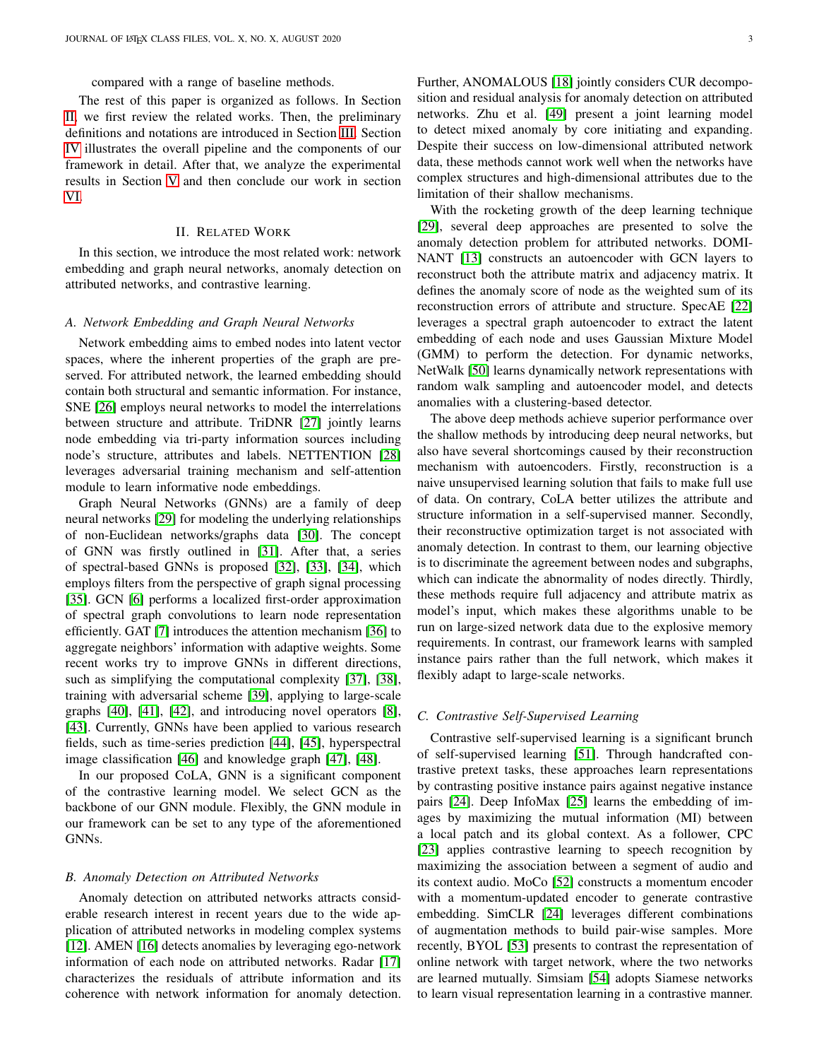compared with a range of baseline methods.

The rest of this paper is organized as follows. In Section II, we first review the related works. Then, the preliminary definitions and notations are introduced in Section III. Section IV illustrates the overall pipeline and the components of our framework in detail. After that, we analyze the experimental results in Section V and then conclude our work in section VI.

## II. Related Work

In this section, we introduce the most related work: network embedding and graph neural networks, anomaly detection on attributed networks, and contrastive learning.

### *A. Network Embedding and Graph Neural Networks*

Network embedding aims to embed nodes into latent vector spaces, where the inherent properties of the graph are preserved. For attributed network, the learned embedding should contain both structural and semantic information. For instance, SNE [26] employs neural networks to model the interrelations between structure and attribute. TriDNR [27] jointly learns node embedding via tri-party information sources including node's structure, attributes and labels. NETTENTION [28] leverages adversarial training mechanism and self-attention module to learn informative node embeddings.

Graph Neural Networks (GNNs) are a family of deep neural networks [29] for modeling the underlying relationships of non-Euclidean networks/graphs data [30]. The concept of GNN was firstly outlined in [31]. After that, a series of spectral-based GNNs is proposed [32], [33], [34], which employs filters from the perspective of graph signal processing [35]. GCN [6] performs a localized first-order approximation of spectral graph convolutions to learn node representation efficiently. GAT [7] introduces the attention mechanism [36] to aggregate neighbors' information with adaptive weights. Some recent works try to improve GNNs in different directions, such as simplifying the computational complexity [37], [38], training with adversarial scheme [39], applying to large-scale graphs [40], [41], [42], and introducing novel operators [8], [43]. Currently, GNNs have been applied to various research fields, such as time-series prediction [44], [45], hyperspectral image classification [46] and knowledge graph [47], [48].

In our proposed CoLA, GNN is a significant component of the contrastive learning model. We select GCN as the backbone of our GNN module. Flexibly, the GNN module in our framework can be set to any type of the aforementioned GNNs.

### *B. Anomaly Detection on Attributed Networks*

Anomaly detection on attributed networks attracts considerable research interest in recent years due to the wide application of attributed networks in modeling complex systems [12]. AMEN [16] detects anomalies by leveraging ego-network information of each node on attributed networks. Radar [17] characterizes the residuals of attribute information and its coherence with network information for anomaly detection. Further, ANOMALOUS [18] jointly considers CUR decomposition and residual analysis for anomaly detection on attributed networks. Zhu et al. [49] present a joint learning model to detect mixed anomaly by core initiating and expanding. Despite their success on low-dimensional attributed network data, these methods cannot work well when the networks have complex structures and high-dimensional attributes due to the limitation of their shallow mechanisms.

With the rocketing growth of the deep learning technique [29], several deep approaches are presented to solve the anomaly detection problem for attributed networks. DOMINANT [13] constructs an autoencoder with GCN layers to reconstruct both the attribute matrix and adjacency matrix. It defines the anomaly score of node as the weighted sum of its reconstruction errors of attribute and structure. SpecAE [22] leverages a spectral graph autoencoder to extract the latent embedding of each node and uses Gaussian Mixture Model (GMM) to perform the detection. For dynamic networks, NetWalk [50] learns dynamically network representations with random walk sampling and autoencoder model, and detects anomalies with a clustering-based detector.

The above deep methods achieve superior performance over the shallow methods by introducing deep neural networks, but also have several shortcomings caused by their reconstruction mechanism with autoencoders. Firstly, reconstruction is a naive unsupervised learning solution that fails to make full use of data. On contrary, CoLA better utilizes the attribute and structure information in a self-supervised manner. Secondly, their reconstructive optimization target is not associated with anomaly detection. In contrast to them, our learning objective is to discriminate the agreement between nodes and subgraphs, which can indicate the abnormality of nodes directly. Thirdly, these methods require full adjacency and attribute matrix as model's input, which makes these algorithms unable to be run on large-sized network data due to the explosive memory requirements. In contrast, our framework learns with sampled instance pairs rather than the full network, which makes it flexibly adapt to large-scale networks.

### *C. Contrastive Self-Supervised Learning*

Contrastive self-supervised learning is a significant brunch of self-supervised learning [51]. Through handcrafted contrastive pretext tasks, these approaches learn representations by contrasting positive instance pairs against negative instance pairs [24]. Deep InfoMax [25] learns the embedding of images by maximizing the mutual information (MI) between a local patch and its global context. As a follower, CPC [23] applies contrastive learning to speech recognition by maximizing the association between a segment of audio and its context audio. MoCo [52] constructs a momentum encoder with a momentum-updated encoder to generate contrastive embedding. SimCLR [24] leverages different combinations of augmentation methods to build pair-wise samples. More recently, BYOL [53] presents to contrast the representation of online network with target network, where the two networks are learned mutually. Simsiam [54] adopts Siamese networks to learn visual representation learning in a contrastive manner.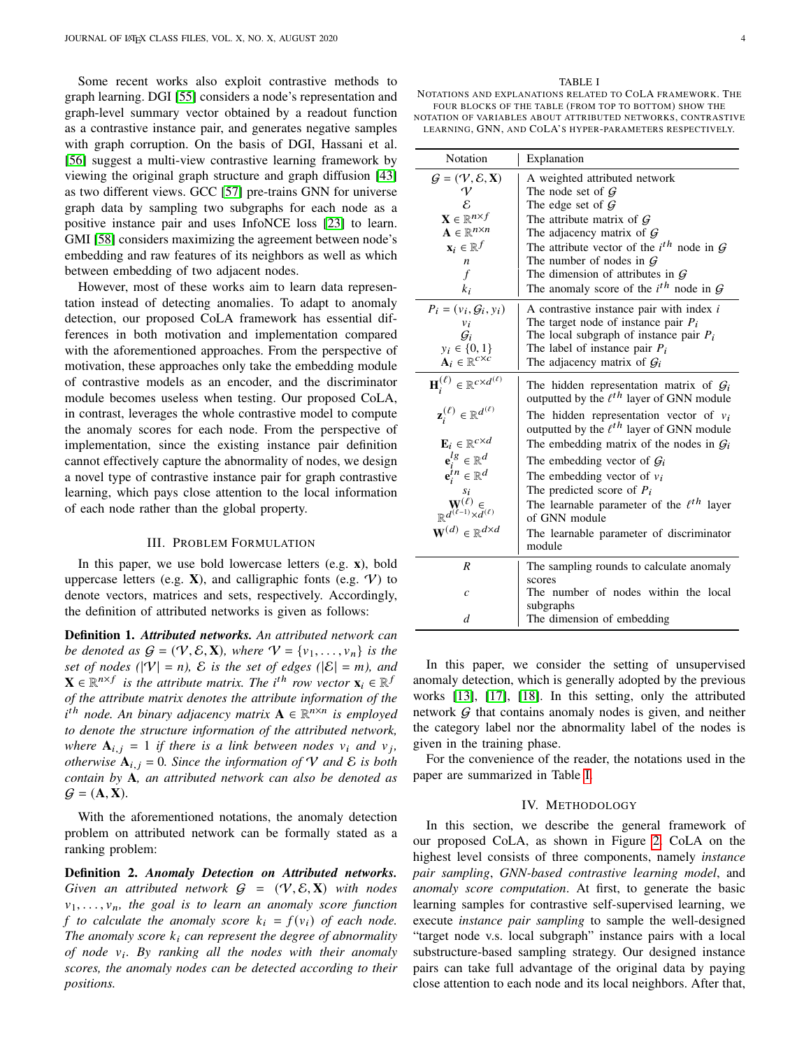Some recent works also exploit contrastive methods to graph learning. DGI [55] considers a node's representation and graph-level summary vector obtained by a readout function as a contrastive instance pair, and generates negative samples with graph corruption. On the basis of DGI, Hassani et al. [56] suggest a multi-view contrastive learning framework by viewing the original graph structure and graph diffusion [43] as two different views. GCC [57] pre-trains GNN for universe graph data by sampling two subgraphs for each node as a positive instance pair and uses InfoNCE loss [23] to learn. GMI [58] considers maximizing the agreement between node's embedding and raw features of its neighbors as well as which between embedding of two adjacent nodes.

However, most of these works aim to learn data representation instead of detecting anomalies. To adapt to anomaly detection, our proposed CoLA framework has essential differences in both motivation and implementation compared with the aforementioned approaches. From the perspective of motivation, these approaches only take the embedding module of contrastive models as an encoder, and the discriminator module becomes useless when testing. Our proposed CoLA, in contrast, leverages the whole contrastive model to compute the anomaly scores for each node. From the perspective of implementation, since the existing instance pair definition cannot effectively capture the abnormality of nodes, we design a novel type of contrastive instance pair for graph contrastive learning, which pays close attention to the local information of each node rather than the global property.

## III. Problem Formulation

In this paper, we use bold lowercase letters (e.g. $\mathbf{x}$), bold uppercase letters (e.g. $\mathbf{X}$), and calligraphic fonts (e.g. $\mathcal{V}$) to denote vectors, matrices and sets, respectively. Accordingly, the definition of attributed networks is given as follows:

**Definition 1.** ***Attributed networks.*** *An attributed network can be denoted as $\mathcal{G} = (\mathcal{V}, \mathcal{E}, \mathbf{X})$, where $\mathcal{V} = \{v_1, \ldots, v_n\}$ is the set of nodes ($|\mathcal{V}| = n$), $\mathcal{E}$ is the set of edges ($|\mathcal{E}| = m$), and $\mathbf{X} \in \mathbb{R}^{n \times f}$ is the attribute matrix. The $i^{th}$ row vector $\mathbf{x}_i \in \mathbb{R}^f$ of the attribute matrix denotes the attribute information of the $i^{th}$ node. An binary adjacency matrix $\mathbf{A} \in \mathbb{R}^{n \times n}$ is employed to denote the structure information of the attributed network, where $\mathbf{A}_{i,j} = 1$ if there is a link between nodes $v_i$ and $v_j$, otherwise $\mathbf{A}_{i,j} = 0$. Since the information of $\mathcal{V}$ and $\mathcal{E}$ is both contain by $\mathbf{A}$, an attributed network can also be denoted as $\mathcal{G} = (\mathbf{A}, \mathbf{X})$.*

With the aforementioned notations, the anomaly detection problem on attributed network can be formally stated as a ranking problem:

**Definition 2.** ***Anomaly Detection on Attributed networks.*** *Given an attributed network $\mathcal{G} = (\mathcal{V}, \mathcal{E}, \mathbf{X})$ with nodes $v_1, \ldots, v_n$, the goal is to learn an anomaly score function $f$ to calculate the anomaly score $k_i = f(v_i)$ of each node. The anomaly score $k_i$ can represent the degree of abnormality of node $v_i$. By ranking all the nodes with their anomaly scores, the anomaly nodes can be detected according to their positions.*

TABLE I

Notations and explanations related to CoLA framework. The four blocks of the table (from top to bottom) show the notation of variables about attributed networks, contrastive learning, GNN, and CoLA's hyper-parameters respectively.

| Notation | Explanation |
|---|---|
| $\mathcal{G} = (\mathcal{V}, \mathcal{E}, \mathbf{X})$ | A weighted attributed network |
| $\mathcal{V}$ | The node set of $\mathcal{G}$ |
| $\mathcal{E}$ | The edge set of $\mathcal{G}$ |
| $\mathbf{X} \in \mathbb{R}^{n \times f}$ | The attribute matrix of $\mathcal{G}$ |
| $\mathbf{A} \in \mathbb{R}^{n \times n}$ | The adjacency matrix of $\mathcal{G}$ |
| $\mathbf{x}_i \in \mathbb{R}^f$ | The attribute vector of the $i^{th}$ node in $\mathcal{G}$ |
| $n$ | The number of nodes in $\mathcal{G}$ |
| $f$ | The dimension of attributes in $\mathcal{G}$ |
| $k_i$ | The anomaly score of the $i^{th}$ node in $\mathcal{G}$ |
| $P_i = (v_i, \mathcal{G}_i, y_i)$ | A contrastive instance pair with index $i$ |
| $v_i$ | The target node of instance pair $P_i$ |
| $\mathcal{G}_i$ | The local subgraph of instance pair $P_i$ |
| $y_i \in \{0, 1\}$ | The label of instance pair $P_i$ |
| $\mathbf{A}_i \in \mathbb{R}^{c \times c}$ | The adjacency matrix of $\mathcal{G}_i$ |
| $\mathbf{H}_i^{(\ell)} \in \mathbb{R}^{c \times d^{(\ell)}}$ | The hidden representation matrix of $\mathcal{G}_i$ outputted by the $\ell^{th}$ layer of GNN module |
| $\mathbf{z}_i^{(\ell)} \in \mathbb{R}^{d^{(\ell)}}$ | The hidden representation vector of $v_i$ outputted by the $\ell^{th}$ layer of GNN module |
| $\mathbf{E}_i \in \mathbb{R}^{c \times d}$ | The embedding matrix of the nodes in $\mathcal{G}_i$ |
| $\mathbf{e}_i^{lg} \in \mathbb{R}^d$ | The embedding vector of $\mathcal{G}_i$ |
| $\mathbf{e}_i^{tn} \in \mathbb{R}^d$ | The embedding vector of $v_i$ |
| $s_i$ | The predicted score of $P_i$ |
| $\mathbf{W}^{(\ell)} \in \mathbb{R}^{d^{(\ell-1)} \times d^{(\ell)}}$ | The learnable parameter of the $\ell^{th}$ layer of GNN module |
| $\mathbf{W}^{(d)} \in \mathbb{R}^{d \times d}$ | The learnable parameter of discriminator module |
| $R$ | The sampling rounds to calculate anomaly scores |
| $c$ | The number of nodes within the local subgraphs |
| $d$ | The dimension of embedding |

In this paper, we consider the setting of unsupervised anomaly detection, which is generally adopted by the previous works [13], [17], [18]. In this setting, only the attributed network $\mathcal{G}$ that contains anomaly nodes is given, and neither the category label nor the abnormality label of the nodes is given in the training phase.

For the convenience of the reader, the notations used in the paper are summarized in Table I.

## IV. Methodology

In this section, we describe the general framework of our proposed CoLA, as shown in Figure 2. CoLA on the highest level consists of three components, namely *instance pair sampling*, *GNN-based contrastive learning model*, and *anomaly score computation*. At first, to generate the basic learning samples for contrastive self-supervised learning, we execute *instance pair sampling* to sample the well-designed "target node v.s. local subgraph" instance pairs with a local substructure-based sampling strategy. Our designed instance pairs can take full advantage of the original data by paying close attention to each node and its local neighbors. After that,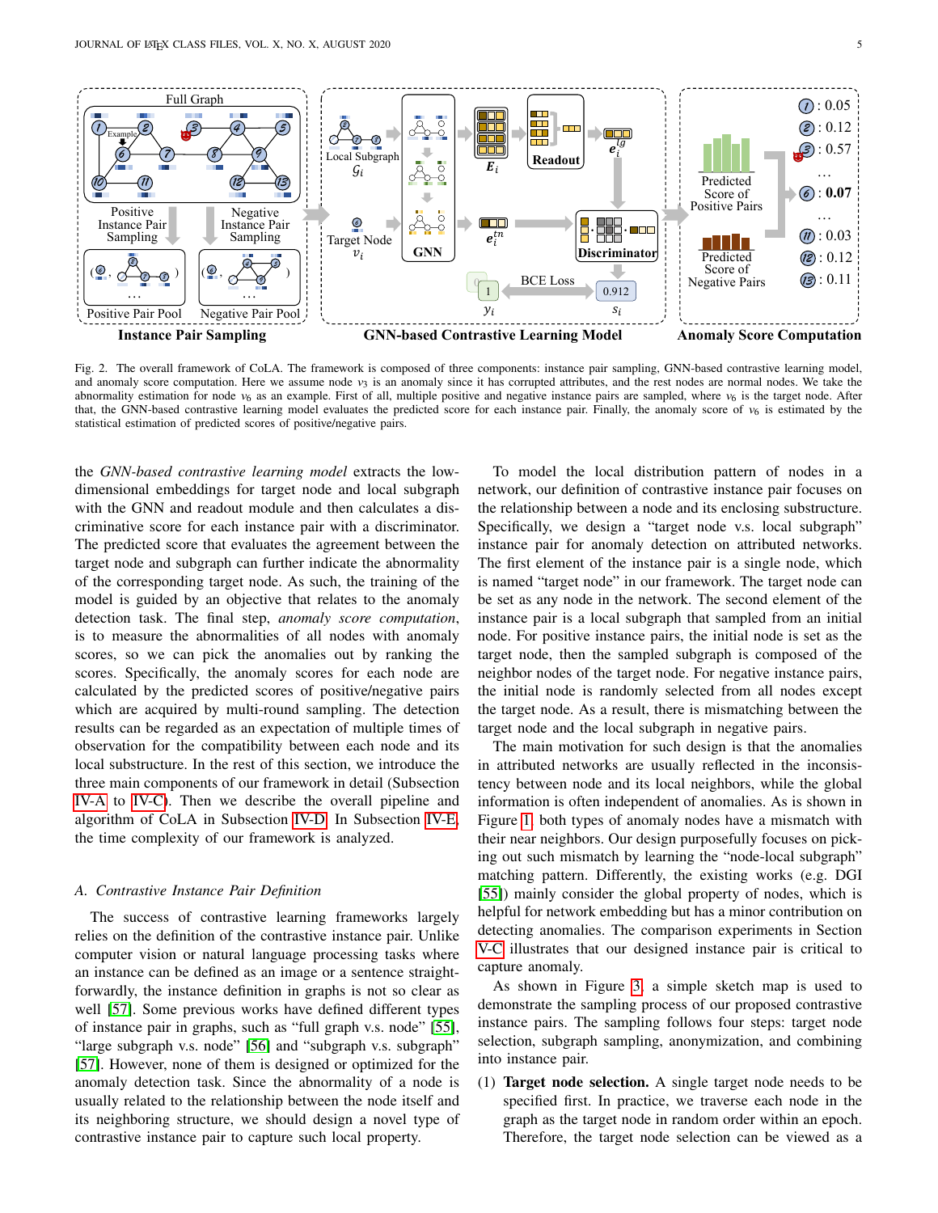Fig. 2. The overall framework of CoLA. The framework is composed of three components: instance pair sampling, GNN-based contrastive learning model, and anomaly score computation. Here we assume node $v_3$ is an anomaly since it has corrupted attributes, and the rest nodes are normal nodes. We take the abnormality estimation for node $v_6$ as an example. First of all, multiple positive and negative instance pairs are sampled, where $v_6$ is the target node. After that, the GNN-based contrastive learning model evaluates the predicted score for each instance pair. Finally, the anomaly score of $v_6$ is estimated by the statistical estimation of predicted scores of positive/negative pairs.

the *GNN-based contrastive learning model* extracts the low-dimensional embeddings for target node and local subgraph with the GNN and readout module and then calculates a discriminative score for each instance pair with a discriminator. The predicted score that evaluates the agreement between the target node and subgraph can further indicate the abnormality of the corresponding target node. As such, the training of the model is guided by an objective that relates to the anomaly detection task. The final step, *anomaly score computation*, is to measure the abnormalities of all nodes with anomaly scores, so we can pick the anomalies out by ranking the scores. Specifically, the anomaly scores for each node are calculated by the predicted scores of positive/negative pairs which are acquired by multi-round sampling. The detection results can be regarded as an expectation of multiple times of observation for the compatibility between each node and its local substructure. In the rest of this section, we introduce the three main components of our framework in detail (Subsection IV-A to IV-C). Then we describe the overall pipeline and algorithm of CoLA in Subsection IV-D. In Subsection IV-E, the time complexity of our framework is analyzed.

### A. Contrastive Instance Pair Definition

The success of contrastive learning frameworks largely relies on the definition of the contrastive instance pair. Unlike computer vision or natural language processing tasks where an instance can be defined as an image or a sentence straightforwardly, the instance definition in graphs is not so clear as well [57]. Some previous works have defined different types of instance pair in graphs, such as "full graph v.s. node" [55], "large subgraph v.s. node" [56] and "subgraph v.s. subgraph" [57]. However, none of them is designed or optimized for the anomaly detection task. Since the abnormality of a node is usually related to the relationship between the node itself and its neighboring structure, we should design a novel type of contrastive instance pair to capture such local property.

To model the local distribution pattern of nodes in a network, our definition of contrastive instance pair focuses on the relationship between a node and its enclosing substructure. Specifically, we design a "target node v.s. local subgraph" instance pair for anomaly detection on attributed networks. The first element of the instance pair is a single node, which is named "target node" in our framework. The target node can be set as any node in the network. The second element of the instance pair is a local subgraph that sampled from an initial node. For positive instance pairs, the initial node is set as the target node, then the sampled subgraph is composed of the neighbor nodes of the target node. For negative instance pairs, the initial node is randomly selected from all nodes except the target node. As a result, there is mismatching between the target node and the local subgraph in negative pairs.

The main motivation for such design is that the anomalies in attributed networks are usually reflected in the inconsistency between node and its local neighbors, while the global information is often independent of anomalies. As is shown in Figure 1, both types of anomaly nodes have a mismatch with their near neighbors. Our design purposefully focuses on picking out such mismatch by learning the "node-local subgraph" matching pattern. Differently, the existing works (e.g. DGI [55]) mainly consider the global property of nodes, which is helpful for network embedding but has a minor contribution on detecting anomalies. The comparison experiments in Section V-C illustrates that our designed instance pair is critical to capture anomaly.

As shown in Figure 3, a simple sketch map is used to demonstrate the sampling process of our proposed contrastive instance pairs. The sampling follows four steps: target node selection, subgraph sampling, anonymization, and combining into instance pair.

(1) **Target node selection.** A single target node needs to be specified first. In practice, we traverse each node in the graph as the target node in random order within an epoch. Therefore, the target node selection can be viewed as a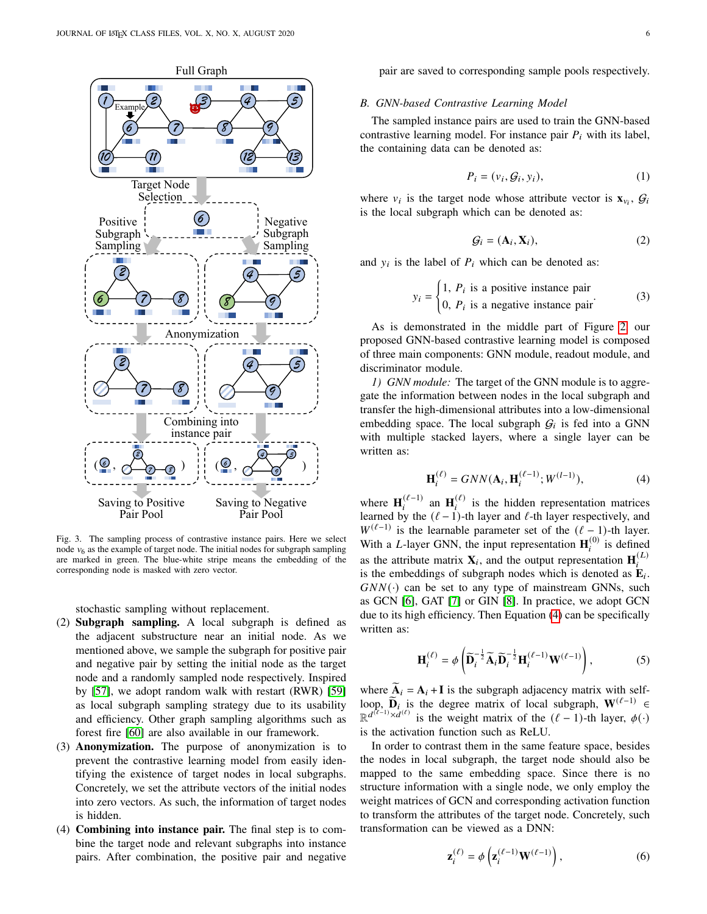Fig. 3. The sampling process of contrastive instance pairs. Here we select node $v_6$ as the example of target node. The initial nodes for subgraph sampling are marked in green. The blue-white stripe means the embedding of the corresponding node is masked with zero vector.

stochastic sampling without replacement.

(2) **Subgraph sampling.** A local subgraph is defined as the adjacent substructure near an initial node. As we mentioned above, we sample the subgraph for positive pair and negative pair by setting the initial node as the target node and a randomly sampled node respectively. Inspired by [57], we adopt random walk with restart (RWR) [59] as local subgraph sampling strategy due to its usability and efficiency. Other graph sampling algorithms such as forest fire [60] are also available in our framework.

(3) **Anonymization.** The purpose of anonymization is to prevent the contrastive learning model from easily identifying the existence of target nodes in local subgraphs. Concretely, we set the attribute vectors of the initial nodes into zero vectors. As such, the information of target nodes is hidden.

(4) **Combining into instance pair.** The final step is to combine the target node and relevant subgraphs into instance pairs. After combination, the positive pair and negative pair are saved to corresponding sample pools respectively.

### *B. GNN-based Contrastive Learning Model*

The sampled instance pairs are used to train the GNN-based contrastive learning model. For instance pair $P_i$ with its label, the containing data can be denoted as:

$$P_i = (v_i, \mathcal{G}_i, y_i), \tag{1}$$

where $v_i$ is the target node whose attribute vector is $\mathbf{x}_{v_i}$, $\mathcal{G}_i$ is the local subgraph which can be denoted as:

$$\mathcal{G}_i = (\mathbf{A}_i, \mathbf{X}_i), \tag{2}$$

and $y_i$ is the label of $P_i$ which can be denoted as:

$$y_i = \begin{cases} 1, & P_i \text{ is a positive instance pair} \\ 0, & P_i \text{ is a negative instance pair} \end{cases}. \tag{3}$$

As is demonstrated in the middle part of Figure 2, our proposed GNN-based contrastive learning model is composed of three main components: GNN module, readout module, and discriminator module.

*1) GNN module:* The target of the GNN module is to aggregate the information between nodes in the local subgraph and transfer the high-dimensional attributes into a low-dimensional embedding space. The local subgraph $\mathcal{G}_i$ is fed into a GNN with multiple stacked layers, where a single layer can be written as:

$$\mathbf{H}_i^{(\ell)} = GNN(\mathbf{A}_i, \mathbf{H}_i^{(\ell-1)}; W^{(l-1)}), \tag{4}$$

where $\mathbf{H}_i^{(\ell-1)}$ an $\mathbf{H}_i^{(\ell)}$ is the hidden representation matrices learned by the $(\ell-1)$-th layer and $\ell$-th layer respectively, and $W^{(\ell-1)}$ is the learnable parameter set of the $(\ell-1)$-th layer. With a $L$-layer GNN, the input representation $\mathbf{H}_i^{(0)}$ is defined as the attribute matrix $\mathbf{X}_i$, and the output representation $\mathbf{H}_i^{(L)}$ is the embeddings of subgraph nodes which is denoted as $\mathbf{E}_i$. $GNN(\cdot)$ can be set to any type of mainstream GNNs, such as GCN [6], GAT [7] or GIN [8]. In practice, we adopt GCN due to its high efficiency. Then Equation (4) can be specifically written as:

$$\mathbf{H}_i^{(\ell)} = \phi\left(\widetilde{\mathbf{D}}_i^{-\frac{1}{2}}\widetilde{\mathbf{A}}_i\widetilde{\mathbf{D}}_i^{-\frac{1}{2}}\mathbf{H}_i^{(\ell-1)}\mathbf{W}^{(\ell-1)}\right), \tag{5}$$

where $\widetilde{\mathbf{A}}_i = \mathbf{A}_i + \mathbf{I}$ is the subgraph adjacency matrix with self-loop, $\widetilde{\mathbf{D}}_i$ is the degree matrix of local subgraph, $\mathbf{W}^{(\ell-1)} \in \mathbb{R}^{d^{(\ell-1)} \times d^{(\ell)}}$ is the weight matrix of the $(\ell-1)$-th layer, $\phi(\cdot)$ is the activation function such as ReLU.

In order to contrast them in the same feature space, besides the nodes in local subgraph, the target node should also be mapped to the same embedding space. Since there is no structure information with a single node, we only employ the weight matrices of GCN and corresponding activation function to transform the attributes of the target node. Concretely, such transformation can be viewed as a DNN:

$$\mathbf{z}_i^{(\ell)} = \phi\left(\mathbf{z}_i^{(\ell-1)}\mathbf{W}^{(\ell-1)}\right), \tag{6}$$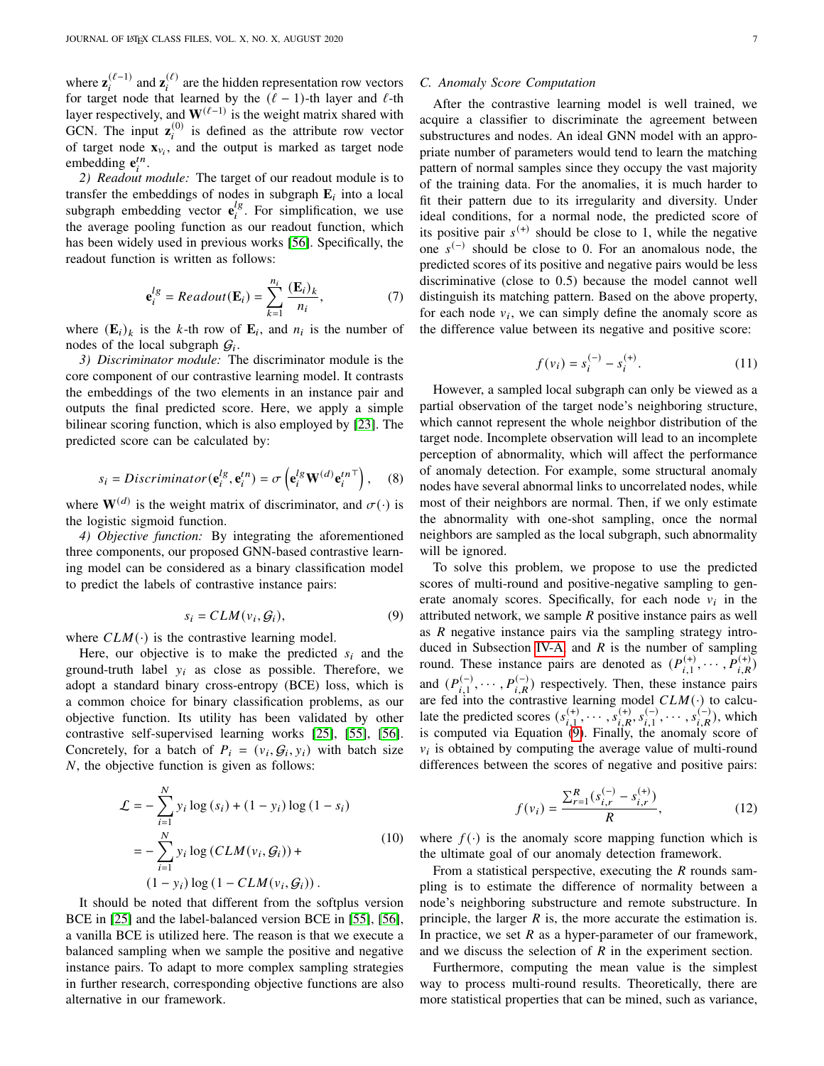where $\mathbf{z}_i^{(\ell-1)}$ and $\mathbf{z}_i^{(\ell)}$ are the hidden representation row vectors for target node that learned by the $(\ell-1)$-th layer and $\ell$-th layer respectively, and $\mathbf{W}^{(\ell-1)}$ is the weight matrix shared with GCN. The input $\mathbf{z}_i^{(0)}$ is defined as the attribute row vector of target node $\mathbf{x}_{v_i}$, and the output is marked as target node embedding $\mathbf{e}_i^{tn}$.

*2) Readout module:* The target of our readout module is to transfer the embeddings of nodes in subgraph $\mathbf{E}_i$ into a local subgraph embedding vector $\mathbf{e}_i^{lg}$. For simplification, we use the average pooling function as our readout function, which has been widely used in previous works [56]. Specifically, the readout function is written as follows:

$$\mathbf{e}_i^{lg} = Readout(\mathbf{E}_i) = \sum_{k=1}^{n_i} \frac{(\mathbf{E}_i)_k}{n_i}, \tag{7}$$

where $(\mathbf{E}_i)_k$ is the $k$-th row of $\mathbf{E}_i$, and $n_i$ is the number of nodes of the local subgraph $\mathcal{G}_i$.

*3) Discriminator module:* The discriminator module is the core component of our contrastive learning model. It contrasts the embeddings of the two elements in an instance pair and outputs the final predicted score. Here, we apply a simple bilinear scoring function, which is also employed by [23]. The predicted score can be calculated by:

$$s_i = Discriminator(\mathbf{e}_i^{lg}, \mathbf{e}_i^{tn}) = \sigma\left(\mathbf{e}_i^{lg} \mathbf{W}^{(d)} \mathbf{e}_i^{tn\top}\right), \tag{8}$$

where $\mathbf{W}^{(d)}$ is the weight matrix of discriminator, and $\sigma(\cdot)$ is the logistic sigmoid function.

*4) Objective function:* By integrating the aforementioned three components, our proposed GNN-based contrastive learning model can be considered as a binary classification model to predict the labels of contrastive instance pairs:

$$s_i = CLM(v_i, \mathcal{G}_i), \tag{9}$$

where $CLM(\cdot)$ is the contrastive learning model.

Here, our objective is to make the predicted $s_i$ and the ground-truth label $y_i$ as close as possible. Therefore, we adopt a standard binary cross-entropy (BCE) loss, which is a common choice for binary classification problems, as our objective function. Its utility has been validated by other contrastive self-supervised learning works [25], [55], [56]. Concretely, for a batch of $P_i = (v_i, \mathcal{G}_i, y_i)$ with batch size $N$, the objective function is given as follows:

$$\begin{aligned}
\mathcal{L} &= -\sum_{i=1}^{N} y_i \log(s_i) + (1-y_i)\log(1-s_i) \\
&= -\sum_{i=1}^{N} y_i \log(CLM(v_i, \mathcal{G}_i)) + \\
&\quad (1-y_i)\log(1 - CLM(v_i, \mathcal{G}_i)).
\end{aligned} \tag{10}$$

It should be noted that different from the softplus version BCE in [25] and the label-balanced version BCE in [55], [56], a vanilla BCE is utilized here. The reason is that we execute a balanced sampling when we sample the positive and negative instance pairs. To adapt to more complex sampling strategies in further research, corresponding objective functions are also alternative in our framework.

### C. Anomaly Score Computation

After the contrastive learning model is well trained, we acquire a classifier to discriminate the agreement between substructures and nodes. An ideal GNN model with an appropriate number of parameters would tend to learn the matching pattern of normal samples since they occupy the vast majority of the training data. For the anomalies, it is much harder to fit their pattern due to its irregularity and diversity. Under ideal conditions, for a normal node, the predicted score of its positive pair $s^{(+)}$ should be close to 1, while the negative one $s^{(-)}$ should be close to 0. For an anomalous node, the predicted scores of its positive and negative pairs would be less discriminative (close to 0.5) because the model cannot well distinguish its matching pattern. Based on the above property, for each node $v_i$, we can simply define the anomaly score as the difference value between its negative and positive score:

$$f(v_i) = s_i^{(-)} - s_i^{(+)}. \tag{11}$$

However, a sampled local subgraph can only be viewed as a partial observation of the target node's neighboring structure, which cannot represent the whole neighbor distribution of the target node. Incomplete observation will lead to an incomplete perception of abnormality, which will affect the performance of anomaly detection. For example, some structural anomaly nodes have several abnormal links to uncorrelated nodes, while most of their neighbors are normal. Then, if we only estimate the abnormality with one-shot sampling, once the normal neighbors are sampled as the local subgraph, such abnormality will be ignored.

To solve this problem, we propose to use the predicted scores of multi-round and positive-negative sampling to generate anomaly scores. Specifically, for each node $v_i$ in the attributed network, we sample $R$ positive instance pairs as well as $R$ negative instance pairs via the sampling strategy introduced in Subsection IV-A, and $R$ is the number of sampling round. These instance pairs are denoted as $(P_{i,1}^{(+)}, \cdots, P_{i,R}^{(+)})$ and $(P_{i,1}^{(-)}, \cdots, P_{i,R}^{(-)})$ respectively. Then, these instance pairs are fed into the contrastive learning model $CLM(\cdot)$ to calculate the predicted scores $(s_{i,1}^{(+)}, \cdots, s_{i,R}^{(+)}, s_{i,1}^{(-)}, \cdots, s_{i,R}^{(-)})$, which is computed via Equation (9). Finally, the anomaly score of $v_i$ is obtained by computing the average value of multi-round differences between the scores of negative and positive pairs:

$$f(v_i) = \frac{\sum_{r=1}^{R}(s_{i,r}^{(-)} - s_{i,r}^{(+)})}{R}, \tag{12}$$

where $f(\cdot)$ is the anomaly score mapping function which is the ultimate goal of our anomaly detection framework.

From a statistical perspective, executing the $R$ rounds sampling is to estimate the difference of normality between a node's neighboring substructure and remote substructure. In principle, the larger $R$ is, the more accurate the estimation is. In practice, we set $R$ as a hyper-parameter of our framework, and we discuss the selection of $R$ in the experiment section.

Furthermore, computing the mean value is the simplest way to process multi-round results. Theoretically, there are more statistical properties that can be mined, such as variance,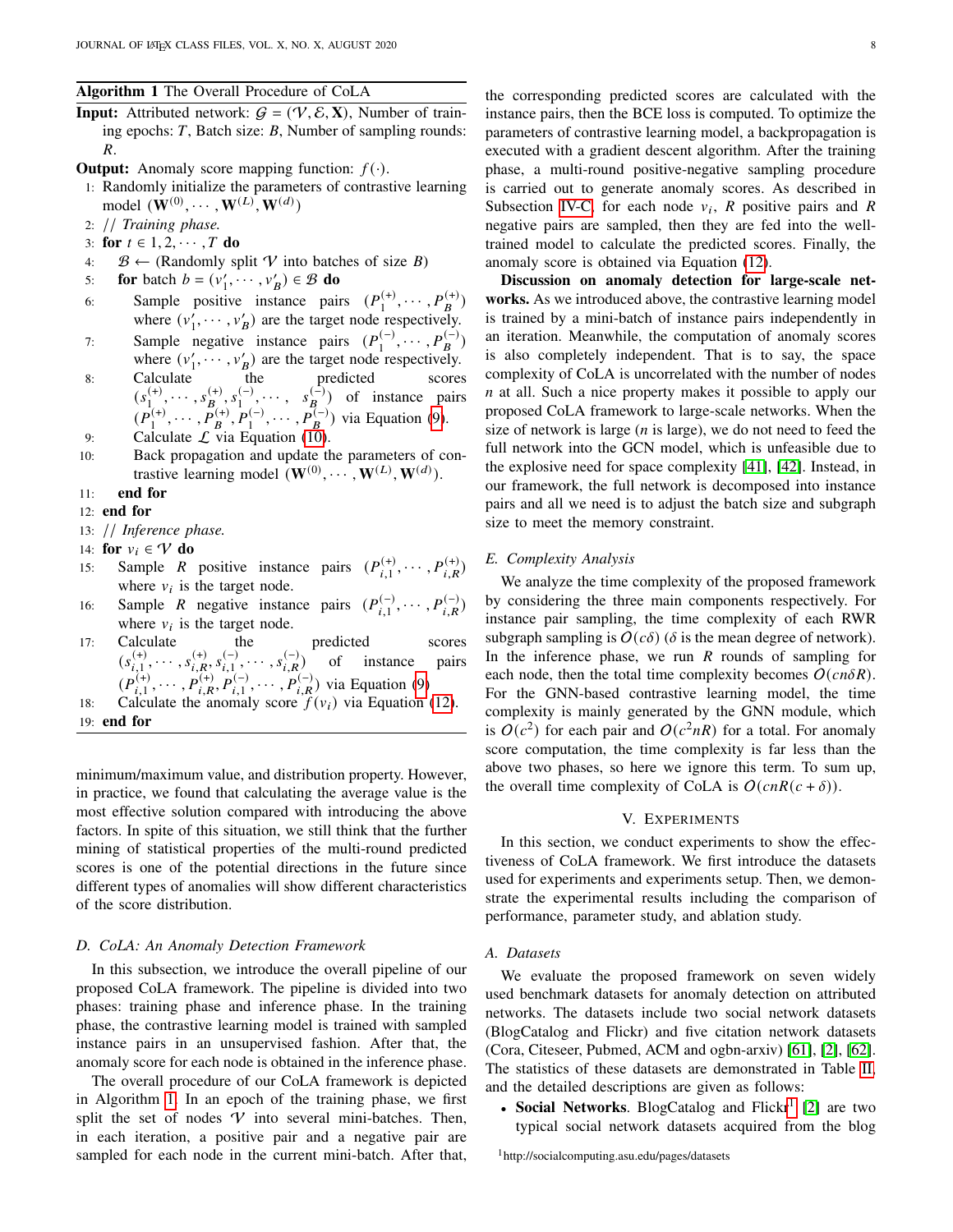**Algorithm 1** The Overall Procedure of CoLA

**Input:** Attributed network: $\mathcal{G} = (\mathcal{V}, \mathcal{E}, \mathbf{X})$, Number of training epochs: $T$, Batch size: $B$, Number of sampling rounds: $R$.

**Output:** Anomaly score mapping function: $f(\cdot)$.

1: Randomly initialize the parameters of contrastive learning model $(\mathbf{W}^{(0)}, \cdots, \mathbf{W}^{(L)}, \mathbf{W}^{(d)})$
2: // *Training phase.*
3: **for** $t \in 1, 2, \cdots, T$ **do**
4: $\quad \mathcal{B} \leftarrow$ (Randomly split $\mathcal{V}$ into batches of size $B$)
5: $\quad$ **for** batch $b = (v'_1, \cdots, v'_B) \in \mathcal{B}$ **do**
6: $\quad\quad$ Sample positive instance pairs $(P_1^{(+)}, \cdots, P_B^{(+)})$ where $(v'_1, \cdots, v'_B)$ are the target node respectively.
7: $\quad\quad$ Sample negative instance pairs $(P_1^{(-)}, \cdots, P_B^{(-)})$ where $(v'_1, \cdots, v'_B)$ are the target node respectively.
8: $\quad\quad$ Calculate the predicted scores $(s_1^{(+)}, \cdots, s_B^{(+)}, s_1^{(-)}, \cdots, s_B^{(-)})$ of instance pairs $(P_1^{(+)}, \cdots, P_B^{(+)}, P_1^{(-)}, \cdots, P_B^{(-)})$ via Equation (9).
9: $\quad\quad$ Calculate $\mathcal{L}$ via Equation (10).
10: $\quad\quad$ Back propagation and update the parameters of contrastive learning model $(\mathbf{W}^{(0)}, \cdots, \mathbf{W}^{(L)}, \mathbf{W}^{(d)})$.
11: $\quad$ **end for**
12: **end for**
13: // *Inference phase.*
14: **for** $v_i \in \mathcal{V}$ **do**
15: $\quad$ Sample $R$ positive instance pairs $(P_{i,1}^{(+)}, \cdots, P_{i,R}^{(+)})$ where $v_i$ is the target node.
16: $\quad$ Sample $R$ negative instance pairs $(P_{i,1}^{(-)}, \cdots, P_{i,R}^{(-)})$ where $v_i$ is the target node.
17: $\quad$ Calculate the predicted scores $(s_{i,1}^{(+)}, \cdots, s_{i,R}^{(+)}, s_{i,1}^{(-)}, \cdots, s_{i,R}^{(-)})$ of instance pairs $(P_{i,1}^{(+)}, \cdots, P_{i,R}^{(+)}, P_{i,1}^{(-)}, \cdots, P_{i,R}^{(-)})$ via Equation (9).
18: $\quad$ Calculate the anomaly score $f(v_i)$ via Equation (12).
19: **end for**

minimum/maximum value, and distribution property. However, in practice, we found that calculating the average value is the most effective solution compared with introducing the above factors. In spite of this situation, we still think that the further mining of statistical properties of the multi-round predicted scores is one of the potential directions in the future since different types of anomalies will show different characteristics of the score distribution.

### *D. CoLA: An Anomaly Detection Framework*

In this subsection, we introduce the overall pipeline of our proposed CoLA framework. The pipeline is divided into two phases: training phase and inference phase. In the training phase, the contrastive learning model is trained with sampled instance pairs in an unsupervised fashion. After that, the anomaly score for each node is obtained in the inference phase.

The overall procedure of our CoLA framework is depicted in Algorithm 1. In an epoch of the training phase, we first split the set of nodes $\mathcal{V}$ into several mini-batches. Then, in each iteration, a positive pair and a negative pair are sampled for each node in the current mini-batch. After that, the corresponding predicted scores are calculated with the instance pairs, then the BCE loss is computed. To optimize the parameters of contrastive learning model, a backpropagation is executed with a gradient descent algorithm. After the training phase, a multi-round positive-negative sampling procedure is carried out to generate anomaly scores. As described in Subsection IV-C, for each node $v_i$, $R$ positive pairs and $R$ negative pairs are sampled, then they are fed into the well-trained model to calculate the predicted scores. Finally, the anomaly score is obtained via Equation (12).

**Discussion on anomaly detection for large-scale networks.** As we introduced above, the contrastive learning model is trained by a mini-batch of instance pairs independently in an iteration. Meanwhile, the computation of anomaly scores is also completely independent. That is to say, the space complexity of CoLA is uncorrelated with the number of nodes $n$ at all. Such a nice property makes it possible to apply our proposed CoLA framework to large-scale networks. When the size of network is large ($n$ is large), we do not need to feed the full network into the GCN model, which is unfeasible due to the explosive need for space complexity [41], [42]. Instead, in our framework, the full network is decomposed into instance pairs and all we need is to adjust the batch size and subgraph size to meet the memory constraint.

### *E. Complexity Analysis*

We analyze the time complexity of the proposed framework by considering the three main components respectively. For instance pair sampling, the time complexity of each RWR subgraph sampling is $O(c\delta)$ ($\delta$ is the mean degree of network). In the inference phase, we run $R$ rounds of sampling for each node, then the total time complexity becomes $O(cn\delta R)$. For the GNN-based contrastive learning model, the time complexity is mainly generated by the GNN module, which is $O(c^2)$ for each pair and $O(c^2 nR)$ for a total. For anomaly score computation, the time complexity is far less than the above two phases, so here we ignore this term. To sum up, the overall time complexity of CoLA is $O(cnR(c + \delta))$.

## V. Experiments

In this section, we conduct experiments to show the effectiveness of CoLA framework. We first introduce the datasets used for experiments and experiments setup. Then, we demonstrate the experimental results including the comparison of performance, parameter study, and ablation study.

### *A. Datasets*

We evaluate the proposed framework on seven widely used benchmark datasets for anomaly detection on attributed networks. The datasets include two social network datasets (BlogCatalog and Flickr) and five citation network datasets (Cora, Citeseer, Pubmed, ACM and ogbn-arxiv) [61], [2], [62]. The statistics of these datasets are demonstrated in Table II, and the detailed descriptions are given as follows:

- **Social Networks**. BlogCatalog and Flickr[1] [2] are two typical social network datasets acquired from the blog

[1] http://socialcomputing.asu.edu/pages/datasets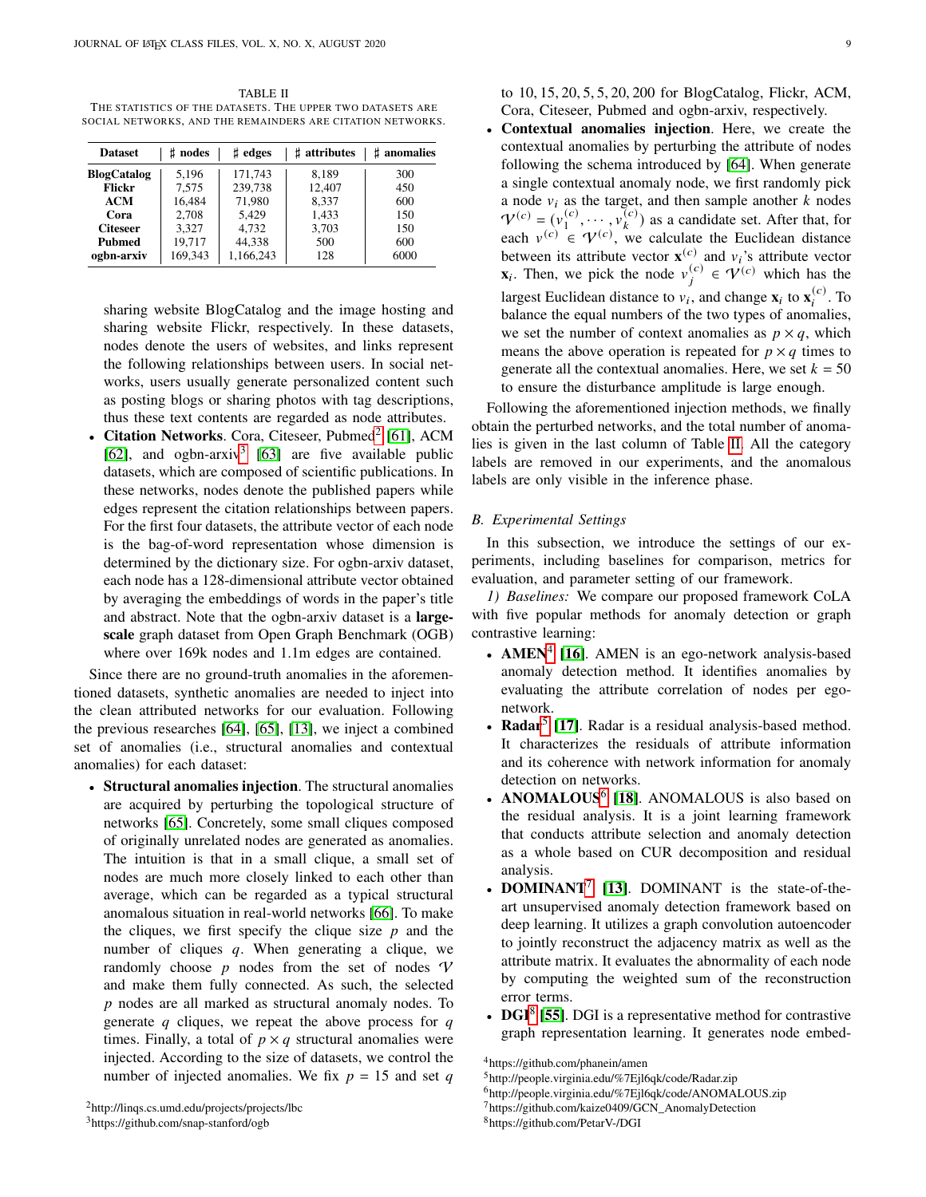TABLE II
THE STATISTICS OF THE DATASETS. THE UPPER TWO DATASETS ARE SOCIAL NETWORKS, AND THE REMAINDERS ARE CITATION NETWORKS.

| Dataset | ♯ nodes | ♯ edges | ♯ attributes | ♯ anomalies |
|---|---|---|---|---|
| **BlogCatalog** | 5,196 | 171,743 | 8,189 | 300 |
| **Flickr** | 7,575 | 239,738 | 12,407 | 450 |
| **ACM** | 16,484 | 71,980 | 8,337 | 600 |
| **Cora** | 2,708 | 5,429 | 1,433 | 150 |
| **Citeseer** | 3,327 | 4,732 | 3,703 | 150 |
| **Pubmed** | 19,717 | 44,338 | 500 | 600 |
| **ogbn-arxiv** | 169,343 | 1,166,243 | 128 | 6000 |

sharing website BlogCatalog and the image hosting and sharing website Flickr, respectively. In these datasets, nodes denote the users of websites, and links represent the following relationships between users. In social networks, users usually generate personalized content such as posting blogs or sharing photos with tag descriptions, thus these text contents are regarded as node attributes.

- **Citation Networks**. Cora, Citeseer, Pubmed[2] [61], ACM [62], and ogbn-arxiv[3] [63] are five available public datasets, which are composed of scientific publications. In these networks, nodes denote the published papers while edges represent the citation relationships between papers. For the first four datasets, the attribute vector of each node is the bag-of-word representation whose dimension is determined by the dictionary size. For ogbn-arxiv dataset, each node has a 128-dimensional attribute vector obtained by averaging the embeddings of words in the paper's title and abstract. Note that the ogbn-arxiv dataset is a **large-scale** graph dataset from Open Graph Benchmark (OGB) where over 169k nodes and 1.1m edges are contained.

Since there are no ground-truth anomalies in the aforementioned datasets, synthetic anomalies are needed to inject into the clean attributed networks for our evaluation. Following the previous researches [64], [65], [13], we inject a combined set of anomalies (i.e., structural anomalies and contextual anomalies) for each dataset:

- **Structural anomalies injection**. The structural anomalies are acquired by perturbing the topological structure of networks [65]. Concretely, some small cliques composed of originally unrelated nodes are generated as anomalies. The intuition is that in a small clique, a small set of nodes are much more closely linked to each other than average, which can be regarded as a typical structural anomalous situation in real-world networks [66]. To make the cliques, we first specify the clique size $p$ and the number of cliques $q$. When generating a clique, we randomly choose $p$ nodes from the set of nodes $\mathcal{V}$ and make them fully connected. As such, the selected $p$ nodes are all marked as structural anomaly nodes. To generate $q$ cliques, we repeat the above process for $q$ times. Finally, a total of $p \times q$ structural anomalies were injected. According to the size of datasets, we control the number of injected anomalies. We fix $p = 15$ and set $q$ to $10, 15, 20, 5, 5, 20, 200$ for BlogCatalog, Flickr, ACM, Cora, Citeseer, Pubmed and ogbn-arxiv, respectively.
- **Contextual anomalies injection**. Here, we create the contextual anomalies by perturbing the attribute of nodes following the schema introduced by [64]. When generate a single contextual anomaly node, we first randomly pick a node $v_i$ as the target, and then sample another $k$ nodes $\mathcal{V}^{(c)} = (v_1^{(c)}, \cdots, v_k^{(c)})$ as a candidate set. After that, for each $v^{(c)} \in \mathcal{V}^{(c)}$, we calculate the Euclidean distance between its attribute vector $\mathbf{x}^{(c)}$ and $v_i$'s attribute vector $\mathbf{x}_i$. Then, we pick the node $v_j^{(c)} \in \mathcal{V}^{(c)}$ which has the largest Euclidean distance to $v_i$, and change $\mathbf{x}_i$ to $\mathbf{x}_i^{(c)}$. To balance the equal numbers of the two types of anomalies, we set the number of context anomalies as $p \times q$, which means the above operation is repeated for $p \times q$ times to generate all the contextual anomalies. Here, we set $k = 50$ to ensure the disturbance amplitude is large enough.

Following the aforementioned injection methods, we finally obtain the perturbed networks, and the total number of anomalies is given in the last column of Table II. All the category labels are removed in our experiments, and the anomalous labels are only visible in the inference phase.

### *B. Experimental Settings*

In this subsection, we introduce the settings of our experiments, including baselines for comparison, metrics for evaluation, and parameter setting of our framework.

*1) Baselines:* We compare our proposed framework CoLA with five popular methods for anomaly detection or graph contrastive learning:

- **AMEN**[4] **[16]**. AMEN is an ego-network analysis-based anomaly detection method. It identifies anomalies by evaluating the attribute correlation of nodes per ego-network.
- **Radar**[5] **[17]**. Radar is a residual analysis-based method. It characterizes the residuals of attribute information and its coherence with network information for anomaly detection on networks.
- **ANOMALOUS**[6] **[18]**. ANOMALOUS is also based on the residual analysis. It is a joint learning framework that conducts attribute selection and anomaly detection as a whole based on CUR decomposition and residual analysis.
- **DOMINANT**[7] **[13]**. DOMINANT is the state-of-the-art unsupervised anomaly detection framework based on deep learning. It utilizes a graph convolution autoencoder to jointly reconstruct the adjacency matrix as well as the attribute matrix. It evaluates the abnormality of each node by computing the weighted sum of the reconstruction error terms.
- **DGI**[8] **[55]**. DGI is a representative method for contrastive graph representation learning. It generates node embed-

[2] http://linqs.cs.umd.edu/projects/projects/lbc

[3] https://github.com/snap-stanford/ogb

[4] https://github.com/phanein/amen

[5] http://people.virginia.edu/%7Ejl6qk/code/Radar.zip

[6] http://people.virginia.edu/%7Ejl6qk/code/ANOMALOUS.zip

[7] https://github.com/kaize0409/GCN_AnomalyDetection

[8] https://github.com/PetarV-/DGI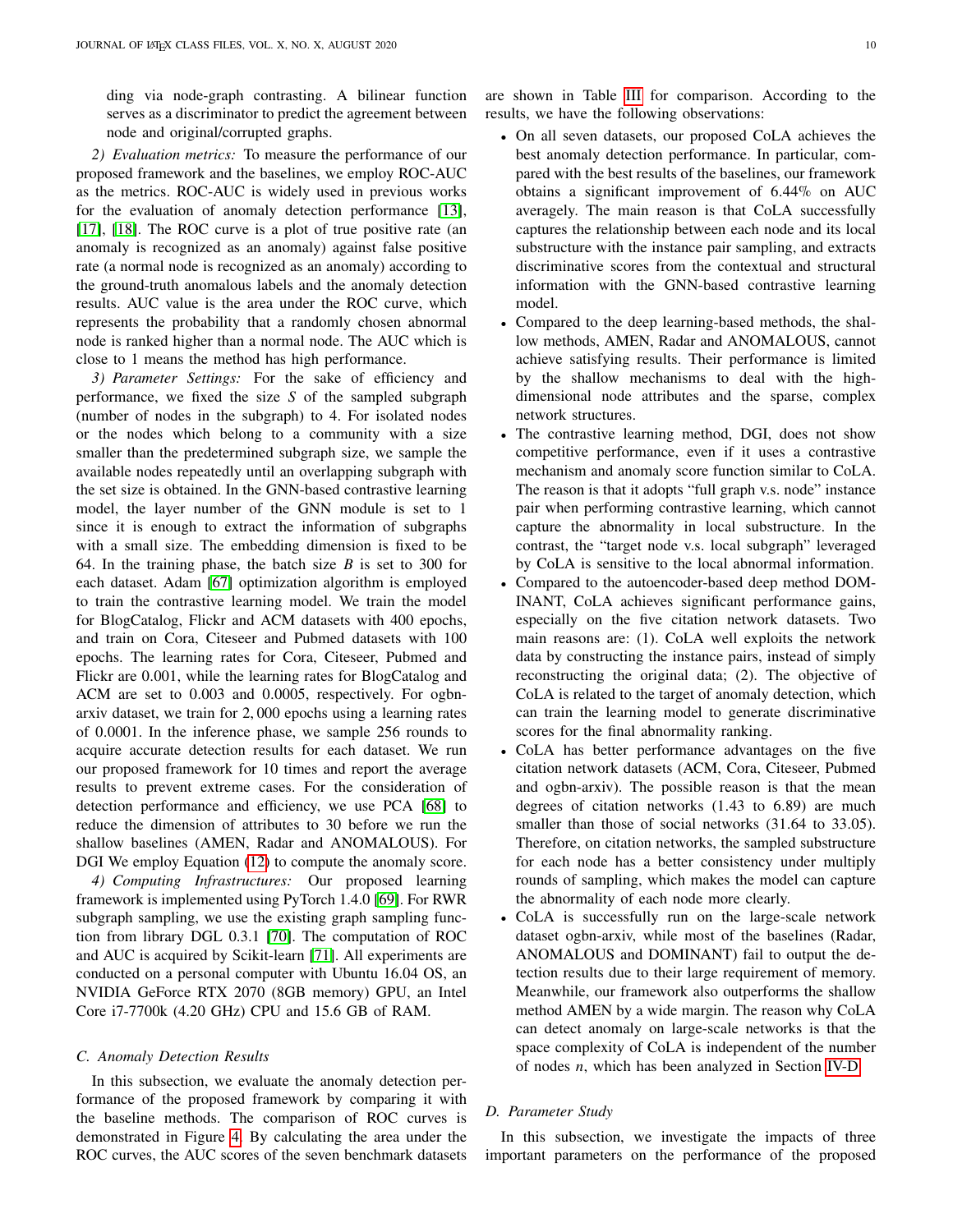ding via node-graph contrasting. A bilinear function serves as a discriminator to predict the agreement between node and original/corrupted graphs.

*2) Evaluation metrics:* To measure the performance of our proposed framework and the baselines, we employ ROC-AUC as the metrics. ROC-AUC is widely used in previous works for the evaluation of anomaly detection performance [13], [17], [18]. The ROC curve is a plot of true positive rate (an anomaly is recognized as an anomaly) against false positive rate (a normal node is recognized as an anomaly) according to the ground-truth anomalous labels and the anomaly detection results. AUC value is the area under the ROC curve, which represents the probability that a randomly chosen abnormal node is ranked higher than a normal node. The AUC which is close to 1 means the method has high performance.

*3) Parameter Settings:* For the sake of efficiency and performance, we fixed the size $S$ of the sampled subgraph (number of nodes in the subgraph) to 4. For isolated nodes or the nodes which belong to a community with a size smaller than the predetermined subgraph size, we sample the available nodes repeatedly until an overlapping subgraph with the set size is obtained. In the GNN-based contrastive learning model, the layer number of the GNN module is set to 1 since it is enough to extract the information of subgraphs with a small size. The embedding dimension is fixed to be 64. In the training phase, the batch size $B$ is set to 300 for each dataset. Adam [67] optimization algorithm is employed to train the contrastive learning model. We train the model for BlogCatalog, Flickr and ACM datasets with 400 epochs, and train on Cora, Citeseer and Pubmed datasets with 100 epochs. The learning rates for Cora, Citeseer, Pubmed and Flickr are 0.001, while the learning rates for BlogCatalog and ACM are set to 0.003 and 0.0005, respectively. For ogbn-arxiv dataset, we train for 2,000 epochs using a learning rates of 0.0001. In the inference phase, we sample 256 rounds to acquire accurate detection results for each dataset. We run our proposed framework for 10 times and report the average results to prevent extreme cases. For the consideration of detection performance and efficiency, we use PCA [68] to reduce the dimension of attributes to 30 before we run the shallow baselines (AMEN, Radar and ANOMALOUS). For DGI We employ Equation (12) to compute the anomaly score.

*4) Computing Infrastructures:* Our proposed learning framework is implemented using PyTorch 1.4.0 [69]. For RWR subgraph sampling, we use the existing graph sampling function from library DGL 0.3.1 [70]. The computation of ROC and AUC is acquired by Scikit-learn [71]. All experiments are conducted on a personal computer with Ubuntu 16.04 OS, an NVIDIA GeForce RTX 2070 (8GB memory) GPU, an Intel Core i7-7700k (4.20 GHz) CPU and 15.6 GB of RAM.

### C. Anomaly Detection Results

In this subsection, we evaluate the anomaly detection performance of the proposed framework by comparing it with the baseline methods. The comparison of ROC curves is demonstrated in Figure 4. By calculating the area under the ROC curves, the AUC scores of the seven benchmark datasets are shown in Table III for comparison. According to the results, we have the following observations:

- On all seven datasets, our proposed CoLA achieves the best anomaly detection performance. In particular, compared with the best results of the baselines, our framework obtains a significant improvement of 6.44% on AUC averagely. The main reason is that CoLA successfully captures the relationship between each node and its local substructure with the instance pair sampling, and extracts discriminative scores from the contextual and structural information with the GNN-based contrastive learning model.
- Compared to the deep learning-based methods, the shallow methods, AMEN, Radar and ANOMALOUS, cannot achieve satisfying results. Their performance is limited by the shallow mechanisms to deal with the high-dimensional node attributes and the sparse, complex network structures.
- The contrastive learning method, DGI, does not show competitive performance, even if it uses a contrastive mechanism and anomaly score function similar to CoLA. The reason is that it adopts "full graph v.s. node" instance pair when performing contrastive learning, which cannot capture the abnormality in local substructure. In the contrast, the "target node v.s. local subgraph" leveraged by CoLA is sensitive to the local abnormal information.
- Compared to the autoencoder-based deep method DOMINANT, CoLA achieves significant performance gains, especially on the five citation network datasets. Two main reasons are: (1). CoLA well exploits the network data by constructing the instance pairs, instead of simply reconstructing the original data; (2). The objective of CoLA is related to the target of anomaly detection, which can train the learning model to generate discriminative scores for the final abnormality ranking.
- CoLA has better performance advantages on the five citation network datasets (ACM, Cora, Citeseer, Pubmed and ogbn-arxiv). The possible reason is that the mean degrees of citation networks (1.43 to 6.89) are much smaller than those of social networks (31.64 to 33.05). Therefore, on citation networks, the sampled substructure for each node has a better consistency under multiply rounds of sampling, which makes the model can capture the abnormality of each node more clearly.
- CoLA is successfully run on the large-scale network dataset ogbn-arxiv, while most of the baselines (Radar, ANOMALOUS and DOMINANT) fail to output the detection results due to their large requirement of memory. Meanwhile, our framework also outperforms the shallow method AMEN by a wide margin. The reason why CoLA can detect anomaly on large-scale networks is that the space complexity of CoLA is independent of the number of nodes $n$, which has been analyzed in Section IV-D.

### D. Parameter Study

In this subsection, we investigate the impacts of three important parameters on the performance of the proposed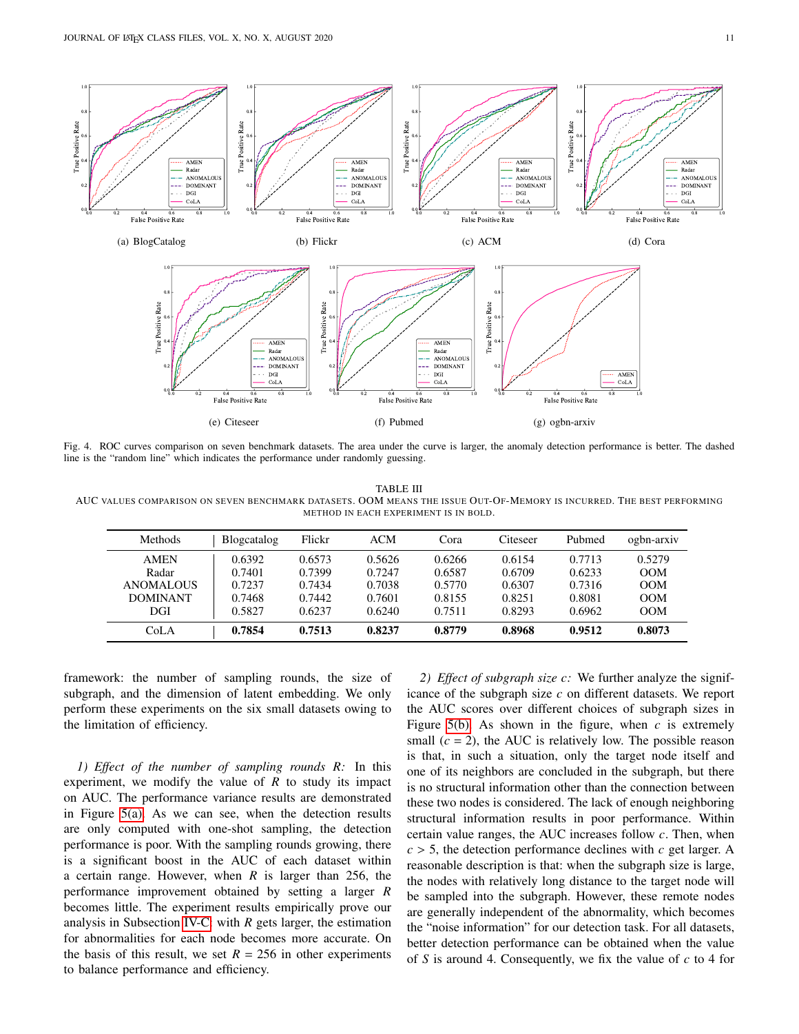(a) BlogCatalog

(b) Flickr

(c) ACM

(d) Cora

(e) Citeseer

(f) Pubmed

(g) ogbn-arxiv

Fig. 4. ROC curves comparison on seven benchmark datasets. The area under the curve is larger, the anomaly detection performance is better. The dashed line is the "random line" which indicates the performance under randomly guessing.

TABLE III
AUC VALUES COMPARISON ON SEVEN BENCHMARK DATASETS. OOM MEANS THE ISSUE OUT-OF-MEMORY IS INCURRED. THE BEST PERFORMING METHOD IN EACH EXPERIMENT IS IN BOLD.

| Methods | Blogcatalog | Flickr | ACM | Cora | Citeseer | Pubmed | ogbn-arxiv |
|---|---|---|---|---|---|---|---|
| AMEN | 0.6392 | 0.6573 | 0.5626 | 0.6266 | 0.6154 | 0.7713 | 0.5279 |
| Radar | 0.7401 | 0.7399 | 0.7247 | 0.6587 | 0.6709 | 0.6233 | OOM |
| ANOMALOUS | 0.7237 | 0.7434 | 0.7038 | 0.5770 | 0.6307 | 0.7316 | OOM |
| DOMINANT | 0.7468 | 0.7442 | 0.7601 | 0.8155 | 0.8251 | 0.8081 | OOM |
| DGI | 0.5827 | 0.6237 | 0.6240 | 0.7511 | 0.8293 | 0.6962 | OOM |
| CoLA | **0.7854** | **0.7513** | **0.8237** | **0.8779** | **0.8968** | **0.9512** | **0.8073** |

framework: the number of sampling rounds, the size of subgraph, and the dimension of latent embedding. We only perform these experiments on the six small datasets owing to the limitation of efficiency.

*1) Effect of the number of sampling rounds $R$:* In this experiment, we modify the value of $R$ to study its impact on AUC. The performance variance results are demonstrated in Figure 5(a). As we can see, when the detection results are only computed with one-shot sampling, the detection performance is poor. With the sampling rounds growing, there is a significant boost in the AUC of each dataset within a certain range. However, when $R$ is larger than 256, the performance improvement obtained by setting a larger $R$ becomes little. The experiment results empirically prove our analysis in Subsection IV-C: with $R$ gets larger, the estimation for abnormalities for each node becomes more accurate. On the basis of this result, we set $R = 256$ in other experiments to balance performance and efficiency.

*2) Effect of subgraph size $c$:* We further analyze the significance of the subgraph size $c$ on different datasets. We report the AUC scores over different choices of subgraph sizes in Figure 5(b). As shown in the figure, when $c$ is extremely small ($c = 2$), the AUC is relatively low. The possible reason is that, in such a situation, only the target node itself and one of its neighbors are concluded in the subgraph, but there is no structural information other than the connection between these two nodes is considered. The lack of enough neighboring structural information results in poor performance. Within certain value ranges, the AUC increases follow $c$. Then, when $c > 5$, the detection performance declines with $c$ get larger. A reasonable description is that: when the subgraph size is large, the nodes with relatively long distance to the target node will be sampled into the subgraph. However, these remote nodes are generally independent of the abnormality, which becomes the "noise information" for our detection task. For all datasets, better detection performance can be obtained when the value of $S$ is around 4. Consequently, we fix the value of $c$ to 4 for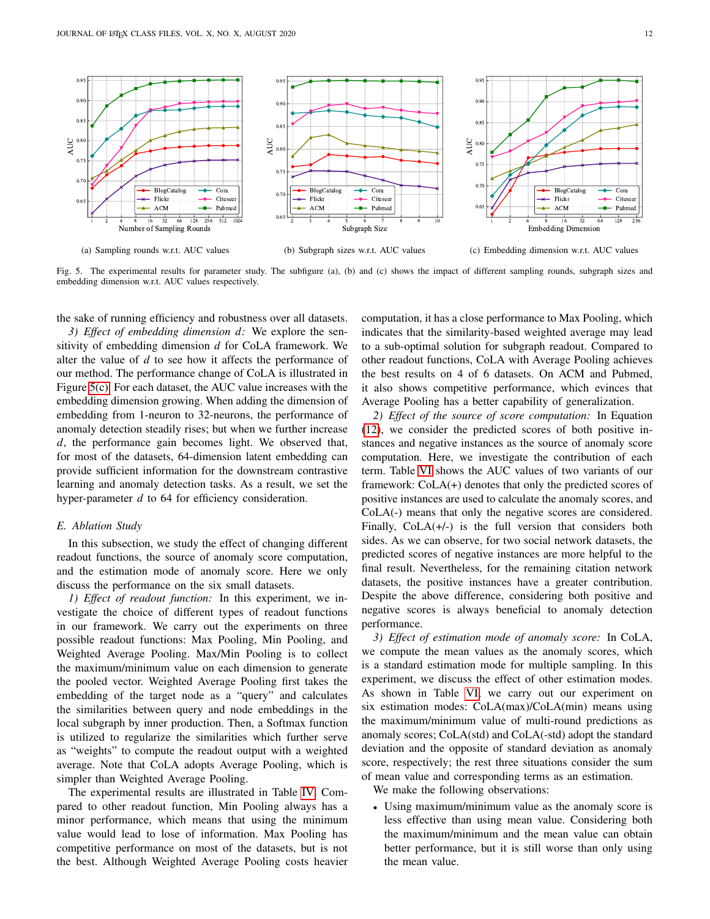(a) Sampling rounds w.r.t. AUC values

(b) Subgraph sizes w.r.t. AUC values

(c) Embedding dimension w.r.t. AUC values

Fig. 5. The experimental results for parameter study. The subfigure (a), (b) and (c) shows the impact of different sampling rounds, subgraph sizes and embedding dimension w.r.t. AUC values respectively.

the sake of running efficiency and robustness over all datasets.

*3) Effect of embedding dimension $d$:* We explore the sensitivity of embedding dimension $d$ for CoLA framework. We alter the value of $d$ to see how it affects the performance of our method. The performance change of CoLA is illustrated in Figure 5(c). For each dataset, the AUC value increases with the embedding dimension growing. When adding the dimension of embedding from 1-neuron to 32-neurons, the performance of anomaly detection steadily rises; but when we further increase $d$, the performance gain becomes light. We observed that, for most of the datasets, 64-dimension latent embedding can provide sufficient information for the downstream contrastive learning and anomaly detection tasks. As a result, we set the hyper-parameter $d$ to 64 for efficiency consideration.

### E. Ablation Study

In this subsection, we study the effect of changing different readout functions, the source of anomaly score computation, and the estimation mode of anomaly score. Here we only discuss the performance on the six small datasets.

*1) Effect of readout function:* In this experiment, we investigate the choice of different types of readout functions in our framework. We carry out the experiments on three possible readout functions: Max Pooling, Min Pooling, and Weighted Average Pooling. Max/Min Pooling is to collect the maximum/minimum value on each dimension to generate the pooled vector. Weighted Average Pooling first takes the embedding of the target node as a "query" and calculates the similarities between query and node embeddings in the local subgraph by inner production. Then, a Softmax function is utilized to regularize the similarities which further serve as "weights" to compute the readout output with a weighted average. Note that CoLA adopts Average Pooling, which is simpler than Weighted Average Pooling.

The experimental results are illustrated in Table IV. Compared to other readout function, Min Pooling always has a minor performance, which means that using the minimum value would lead to lose of information. Max Pooling has competitive performance on most of the datasets, but is not the best. Although Weighted Average Pooling costs heavier computation, it has a close performance to Max Pooling, which indicates that the similarity-based weighted average may lead to a sub-optimal solution for subgraph readout. Compared to other readout functions, CoLA with Average Pooling achieves the best results on 4 of 6 datasets. On ACM and Pubmed, it also shows competitive performance, which evinces that Average Pooling has a better capability of generalization.

*2) Effect of the source of score computation:* In Equation (12), we consider the predicted scores of both positive instances and negative instances as the source of anomaly score computation. Here, we investigate the contribution of each term. Table VI shows the AUC values of two variants of our framework: CoLA(+) denotes that only the predicted scores of positive instances are used to calculate the anomaly scores, and CoLA(-) means that only the negative scores are considered. Finally, CoLA(+/-) is the full version that considers both sides. As we can observe, for two social network datasets, the predicted scores of negative instances are more helpful to the final result. Nevertheless, for the remaining citation network datasets, the positive instances have a greater contribution. Despite the above difference, considering both positive and negative scores is always beneficial to anomaly detection performance.

*3) Effect of estimation mode of anomaly score:* In CoLA, we compute the mean values as the anomaly scores, which is a standard estimation mode for multiple sampling. In this experiment, we discuss the effect of other estimation modes. As shown in Table VI, we carry out our experiment on six estimation modes: CoLA(max)/CoLA(min) means using the maximum/minimum value of multi-round predictions as anomaly scores; CoLA(std) and CoLA(-std) adopt the standard deviation and the opposite of standard deviation as anomaly score, respectively; the rest three situations consider the sum of mean value and corresponding terms as an estimation.

We make the following observations:

- Using maximum/minimum value as the anomaly score is less effective than using mean value. Considering both the maximum/minimum and the mean value can obtain better performance, but it is still worse than only using the mean value.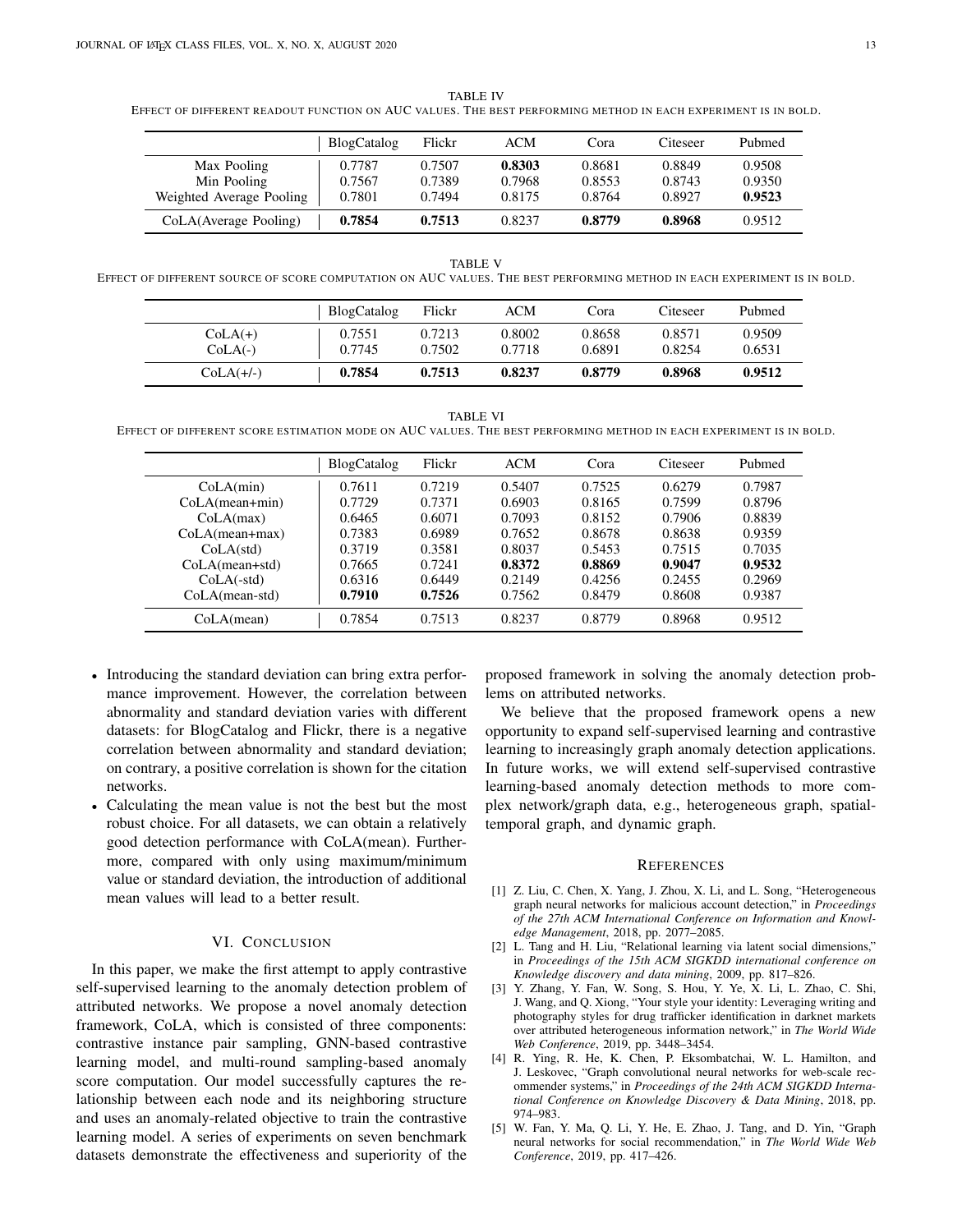TABLE IV

Effect of different readout function on AUC values. The best performing method in each experiment is in bold.

| | BlogCatalog | Flickr | ACM | Cora | Citeseer | Pubmed |
|---|---|---|---|---|---|---|
| Max Pooling | 0.7787 | 0.7507 | **0.8303** | 0.8681 | 0.8849 | 0.9508 |
| Min Pooling | 0.7567 | 0.7389 | 0.7968 | 0.8553 | 0.8743 | 0.9350 |
| Weighted Average Pooling | 0.7801 | 0.7494 | 0.8175 | 0.8764 | 0.8927 | **0.9523** |
| CoLA(Average Pooling) | **0.7854** | **0.7513** | 0.8237 | **0.8779** | **0.8968** | 0.9512 |

TABLE V

Effect of different source of score computation on AUC values. The best performing method in each experiment is in bold.

| | BlogCatalog | Flickr | ACM | Cora | Citeseer | Pubmed |
|---|---|---|---|---|---|---|
| CoLA(+) | 0.7551 | 0.7213 | 0.8002 | 0.8658 | 0.8571 | 0.9509 |
| CoLA(-) | 0.7745 | 0.7502 | 0.7718 | 0.6891 | 0.8254 | 0.6531 |
| CoLA(+/-) | **0.7854** | **0.7513** | **0.8237** | **0.8779** | **0.8968** | **0.9512** |

TABLE VI

Effect of different score estimation mode on AUC values. The best performing method in each experiment is in bold.

| | BlogCatalog | Flickr | ACM | Cora | Citeseer | Pubmed |
|---|---|---|---|---|---|---|
| CoLA(min) | 0.7611 | 0.7219 | 0.5407 | 0.7525 | 0.6279 | 0.7987 |
| CoLA(mean+min) | 0.7729 | 0.7371 | 0.6903 | 0.8165 | 0.7599 | 0.8796 |
| CoLA(max) | 0.6465 | 0.6071 | 0.7093 | 0.8152 | 0.7906 | 0.8839 |
| CoLA(mean+max) | 0.7383 | 0.6989 | 0.7652 | 0.8678 | 0.8638 | 0.9359 |
| CoLA(std) | 0.3719 | 0.3581 | 0.8037 | 0.5453 | 0.7515 | 0.7035 |
| CoLA(mean+std) | 0.7665 | 0.7241 | **0.8372** | **0.8869** | **0.9047** | **0.9532** |
| CoLA(-std) | 0.6316 | 0.6449 | 0.2149 | 0.4256 | 0.2455 | 0.2969 |
| CoLA(mean-std) | **0.7910** | **0.7526** | 0.7562 | 0.8479 | 0.8608 | 0.9387 |
| CoLA(mean) | 0.7854 | 0.7513 | 0.8237 | 0.8779 | 0.8968 | 0.9512 |

- Introducing the standard deviation can bring extra performance improvement. However, the correlation between abnormality and standard deviation varies with different datasets: for BlogCatalog and Flickr, there is a negative correlation between abnormality and standard deviation; on contrary, a positive correlation is shown for the citation networks.
- Calculating the mean value is not the best but the most robust choice. For all datasets, we can obtain a relatively good detection performance with CoLA(mean). Furthermore, compared with only using maximum/minimum value or standard deviation, the introduction of additional mean values will lead to a better result.

## VI. Conclusion

In this paper, we make the first attempt to apply contrastive self-supervised learning to the anomaly detection problem of attributed networks. We propose a novel anomaly detection framework, CoLA, which is consisted of three components: contrastive instance pair sampling, GNN-based contrastive learning model, and multi-round sampling-based anomaly score computation. Our model successfully captures the relationship between each node and its neighboring structure and uses an anomaly-related objective to train the contrastive learning model. A series of experiments on seven benchmark datasets demonstrate the effectiveness and superiority of the proposed framework in solving the anomaly detection problems on attributed networks.

We believe that the proposed framework opens a new opportunity to expand self-supervised learning and contrastive learning to increasingly graph anomaly detection applications. In future works, we will extend self-supervised contrastive learning-based anomaly detection methods to more complex network/graph data, e.g., heterogeneous graph, spatial-temporal graph, and dynamic graph.

## References

[1] Z. Liu, C. Chen, X. Yang, J. Zhou, X. Li, and L. Song, "Heterogeneous graph neural networks for malicious account detection," in *Proceedings of the 27th ACM International Conference on Information and Knowledge Management*, 2018, pp. 2077–2085.

[2] L. Tang and H. Liu, "Relational learning via latent social dimensions," in *Proceedings of the 15th ACM SIGKDD international conference on Knowledge discovery and data mining*, 2009, pp. 817–826.

[3] Y. Zhang, Y. Fan, W. Song, S. Hou, Y. Ye, X. Li, L. Zhao, C. Shi, J. Wang, and Q. Xiong, "Your style your identity: Leveraging writing and photography styles for drug trafficker identification in darknet markets over attributed heterogeneous information network," in *The World Wide Web Conference*, 2019, pp. 3448–3454.

[4] R. Ying, R. He, K. Chen, P. Eksombatchai, W. L. Hamilton, and J. Leskovec, "Graph convolutional neural networks for web-scale recommender systems," in *Proceedings of the 24th ACM SIGKDD International Conference on Knowledge Discovery & Data Mining*, 2018, pp. 974–983.

[5] W. Fan, Y. Ma, Q. Li, Y. He, E. Zhao, J. Tang, and D. Yin, "Graph neural networks for social recommendation," in *The World Wide Web Conference*, 2019, pp. 417–426.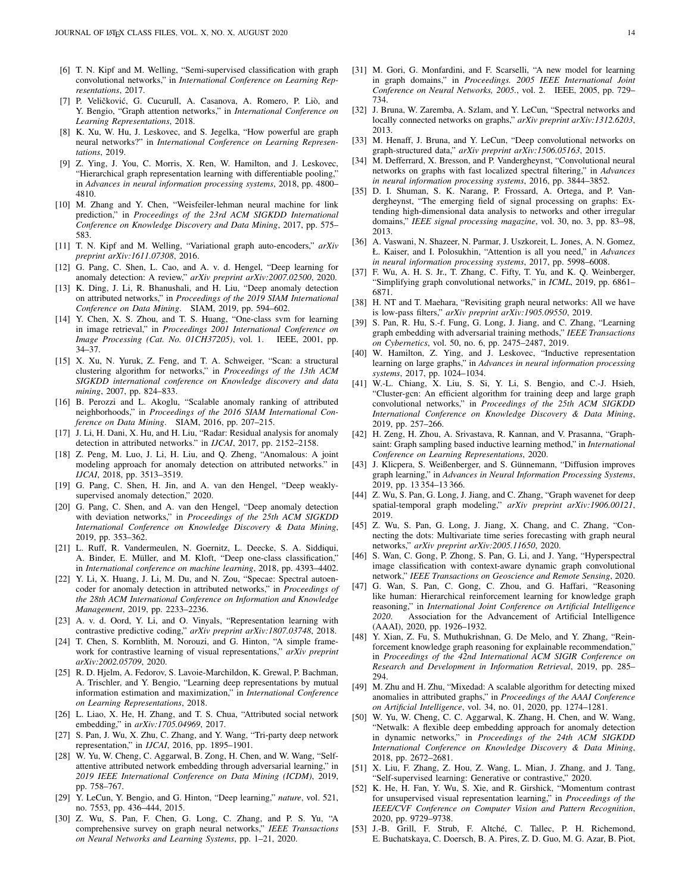[6] T. N. Kipf and M. Welling, "Semi-supervised classification with graph convolutional networks," in *International Conference on Learning Representations*, 2017.

[7] P. Veličković, G. Cucurull, A. Casanova, A. Romero, P. Liò, and Y. Bengio, "Graph attention networks," in *International Conference on Learning Representations*, 2018.

[8] K. Xu, W. Hu, J. Leskovec, and S. Jegelka, "How powerful are graph neural networks?" in *International Conference on Learning Representations*, 2019.

[9] Z. Ying, J. You, C. Morris, X. Ren, W. Hamilton, and J. Leskovec, "Hierarchical graph representation learning with differentiable pooling," in *Advances in neural information processing systems*, 2018, pp. 4800–4810.

[10] M. Zhang and Y. Chen, "Weisfeiler-lehman neural machine for link prediction," in *Proceedings of the 23rd ACM SIGKDD International Conference on Knowledge Discovery and Data Mining*, 2017, pp. 575–583.

[11] T. N. Kipf and M. Welling, "Variational graph auto-encoders," *arXiv preprint arXiv:1611.07308*, 2016.

[12] G. Pang, C. Shen, L. Cao, and A. v. d. Hengel, "Deep learning for anomaly detection: A review," *arXiv preprint arXiv:2007.02500*, 2020.

[13] K. Ding, J. Li, R. Bhanushali, and H. Liu, "Deep anomaly detection on attributed networks," in *Proceedings of the 2019 SIAM International Conference on Data Mining*. SIAM, 2019, pp. 594–602.

[14] Y. Chen, X. S. Zhou, and T. S. Huang, "One-class svm for learning in image retrieval," in *Proceedings 2001 International Conference on Image Processing (Cat. No. 01CH37205)*, vol. 1. IEEE, 2001, pp. 34–37.

[15] X. Xu, N. Yuruk, Z. Feng, and T. A. Schweiger, "Scan: a structural clustering algorithm for networks," in *Proceedings of the 13th ACM SIGKDD international conference on Knowledge discovery and data mining*, 2007, pp. 824–833.

[16] B. Perozzi and L. Akoglu, "Scalable anomaly ranking of attributed neighborhoods," in *Proceedings of the 2016 SIAM International Conference on Data Mining*. SIAM, 2016, pp. 207–215.

[17] J. Li, H. Dani, X. Hu, and H. Liu, "Radar: Residual analysis for anomaly detection in attributed networks." in *IJCAI*, 2017, pp. 2152–2158.

[18] Z. Peng, M. Luo, J. Li, H. Liu, and Q. Zheng, "Anomalous: A joint modeling approach for anomaly detection on attributed networks." in *IJCAI*, 2018, pp. 3513–3519.

[19] G. Pang, C. Shen, H. Jin, and A. van den Hengel, "Deep weakly-supervised anomaly detection," 2020.

[20] G. Pang, C. Shen, and A. van den Hengel, "Deep anomaly detection with deviation networks," in *Proceedings of the 25th ACM SIGKDD International Conference on Knowledge Discovery & Data Mining*, 2019, pp. 353–362.

[21] L. Ruff, R. Vandermeulen, N. Goernitz, L. Deecke, S. A. Siddiqui, A. Binder, E. Müller, and M. Kloft, "Deep one-class classification," in *International conference on machine learning*, 2018, pp. 4393–4402.

[22] Y. Li, X. Huang, J. Li, M. Du, and N. Zou, "Specae: Spectral autoencoder for anomaly detection in attributed networks," in *Proceedings of the 28th ACM International Conference on Information and Knowledge Management*, 2019, pp. 2233–2236.

[23] A. v. d. Oord, Y. Li, and O. Vinyals, "Representation learning with contrastive predictive coding," *arXiv preprint arXiv:1807.03748*, 2018.

[24] T. Chen, S. Kornblith, M. Norouzi, and G. Hinton, "A simple framework for contrastive learning of visual representations," *arXiv preprint arXiv:2002.05709*, 2020.

[25] R. D. Hjelm, A. Fedorov, S. Lavoie-Marchildon, K. Grewal, P. Bachman, A. Trischler, and Y. Bengio, "Learning deep representations by mutual information estimation and maximization," in *International Conference on Learning Representations*, 2018.

[26] L. Liao, X. He, H. Zhang, and T. S. Chua, "Attributed social network embedding," in *arXiv:1705.04969*, 2017.

[27] S. Pan, J. Wu, X. Zhu, C. Zhang, and Y. Wang, "Tri-party deep network representation," in *IJCAI*, 2016, pp. 1895–1901.

[28] W. Yu, W. Cheng, C. Aggarwal, B. Zong, H. Chen, and W. Wang, "Self-attentive attributed network embedding through adversarial learning," in *2019 IEEE International Conference on Data Mining (ICDM)*, 2019, pp. 758–767.

[29] Y. LeCun, Y. Bengio, and G. Hinton, "Deep learning," *nature*, vol. 521, no. 7553, pp. 436–444, 2015.

[30] Z. Wu, S. Pan, F. Chen, G. Long, C. Zhang, and P. S. Yu, "A comprehensive survey on graph neural networks," *IEEE Transactions on Neural Networks and Learning Systems*, pp. 1–21, 2020.

[31] M. Gori, G. Monfardini, and F. Scarselli, "A new model for learning in graph domains," in *Proceedings. 2005 IEEE International Joint Conference on Neural Networks, 2005.*, vol. 2. IEEE, 2005, pp. 729–734.

[32] J. Bruna, W. Zaremba, A. Szlam, and Y. LeCun, "Spectral networks and locally connected networks on graphs," *arXiv preprint arXiv:1312.6203*, 2013.

[33] M. Henaff, J. Bruna, and Y. LeCun, "Deep convolutional networks on graph-structured data," *arXiv preprint arXiv:1506.05163*, 2015.

[34] M. Defferrard, X. Bresson, and P. Vandergheynst, "Convolutional neural networks on graphs with fast localized spectral filtering," in *Advances in neural information processing systems*, 2016, pp. 3844–3852.

[35] D. I. Shuman, S. K. Narang, P. Frossard, A. Ortega, and P. Vandergheynst, "The emerging field of signal processing on graphs: Extending high-dimensional data analysis to networks and other irregular domains," *IEEE signal processing magazine*, vol. 30, no. 3, pp. 83–98, 2013.

[36] A. Vaswani, N. Shazeer, N. Parmar, J. Uszkoreit, L. Jones, A. N. Gomez, Ł. Kaiser, and I. Polosukhin, "Attention is all you need," in *Advances in neural information processing systems*, 2017, pp. 5998–6008.

[37] F. Wu, A. H. S. Jr., T. Zhang, C. Fifty, T. Yu, and K. Q. Weinberger, "Simplifying graph convolutional networks," in *ICML*, 2019, pp. 6861–6871.

[38] H. NT and T. Maehara, "Revisiting graph neural networks: All we have is low-pass filters," *arXiv preprint arXiv:1905.09550*, 2019.

[39] S. Pan, R. Hu, S.-f. Fung, G. Long, J. Jiang, and C. Zhang, "Learning graph embedding with adversarial training methods," *IEEE Transactions on Cybernetics*, vol. 50, no. 6, pp. 2475–2487, 2019.

[40] W. Hamilton, Z. Ying, and J. Leskovec, "Inductive representation learning on large graphs," in *Advances in neural information processing systems*, 2017, pp. 1024–1034.

[41] W.-L. Chiang, X. Liu, S. Si, Y. Li, S. Bengio, and C.-J. Hsieh, "Cluster-gcn: An efficient algorithm for training deep and large graph convolutional networks," in *Proceedings of the 25th ACM SIGKDD International Conference on Knowledge Discovery & Data Mining*, 2019, pp. 257–266.

[42] H. Zeng, H. Zhou, A. Srivastava, R. Kannan, and V. Prasanna, "Graph-saint: Graph sampling based inductive learning method," in *International Conference on Learning Representations*, 2020.

[43] J. Klicpera, S. Weißenberger, and S. Günnemann, "Diffusion improves graph learning," in *Advances in Neural Information Processing Systems*, 2019, pp. 13 354–13 366.

[44] Z. Wu, S. Pan, G. Long, J. Jiang, and C. Zhang, "Graph wavenet for deep spatial-temporal graph modeling," *arXiv preprint arXiv:1906.00121*, 2019.

[45] Z. Wu, S. Pan, G. Long, J. Jiang, X. Chang, and C. Zhang, "Connecting the dots: Multivariate time series forecasting with graph neural networks," *arXiv preprint arXiv:2005.11650*, 2020.

[46] S. Wan, C. Gong, P. Zhong, S. Pan, G. Li, and J. Yang, "Hyperspectral image classification with context-aware dynamic graph convolutional network," *IEEE Transactions on Geoscience and Remote Sensing*, 2020.

[47] G. Wan, S. Pan, C. Gong, C. Zhou, and G. Haffari, "Reasoning like human: Hierarchical reinforcement learning for knowledge graph reasoning," in *International Joint Conference on Artificial Intelligence 2020*. Association for the Advancement of Artificial Intelligence (AAAI), 2020, pp. 1926–1932.

[48] Y. Xian, Z. Fu, S. Muthukrishnan, G. De Melo, and Y. Zhang, "Reinforcement knowledge graph reasoning for explainable recommendation," in *Proceedings of the 42nd International ACM SIGIR Conference on Research and Development in Information Retrieval*, 2019, pp. 285–294.

[49] M. Zhu and H. Zhu, "Mixedad: A scalable algorithm for detecting mixed anomalies in attributed graphs," in *Proceedings of the AAAI Conference on Artificial Intelligence*, vol. 34, no. 01, 2020, pp. 1274–1281.

[50] W. Yu, W. Cheng, C. C. Aggarwal, K. Zhang, H. Chen, and W. Wang, "Netwalk: A flexible deep embedding approach for anomaly detection in dynamic networks," in *Proceedings of the 24th ACM SIGKDD International Conference on Knowledge Discovery & Data Mining*, 2018, pp. 2672–2681.

[51] X. Liu, F. Zhang, Z. Hou, Z. Wang, L. Mian, J. Zhang, and J. Tang, "Self-supervised learning: Generative or contrastive," 2020.

[52] K. He, H. Fan, Y. Wu, S. Xie, and R. Girshick, "Momentum contrast for unsupervised visual representation learning," in *Proceedings of the IEEE/CVF Conference on Computer Vision and Pattern Recognition*, 2020, pp. 9729–9738.

[53] J.-B. Grill, F. Strub, F. Altché, C. Tallec, P. H. Richemond, E. Buchatskaya, C. Doersch, B. A. Pires, Z. D. Guo, M. G. Azar, B. Piot,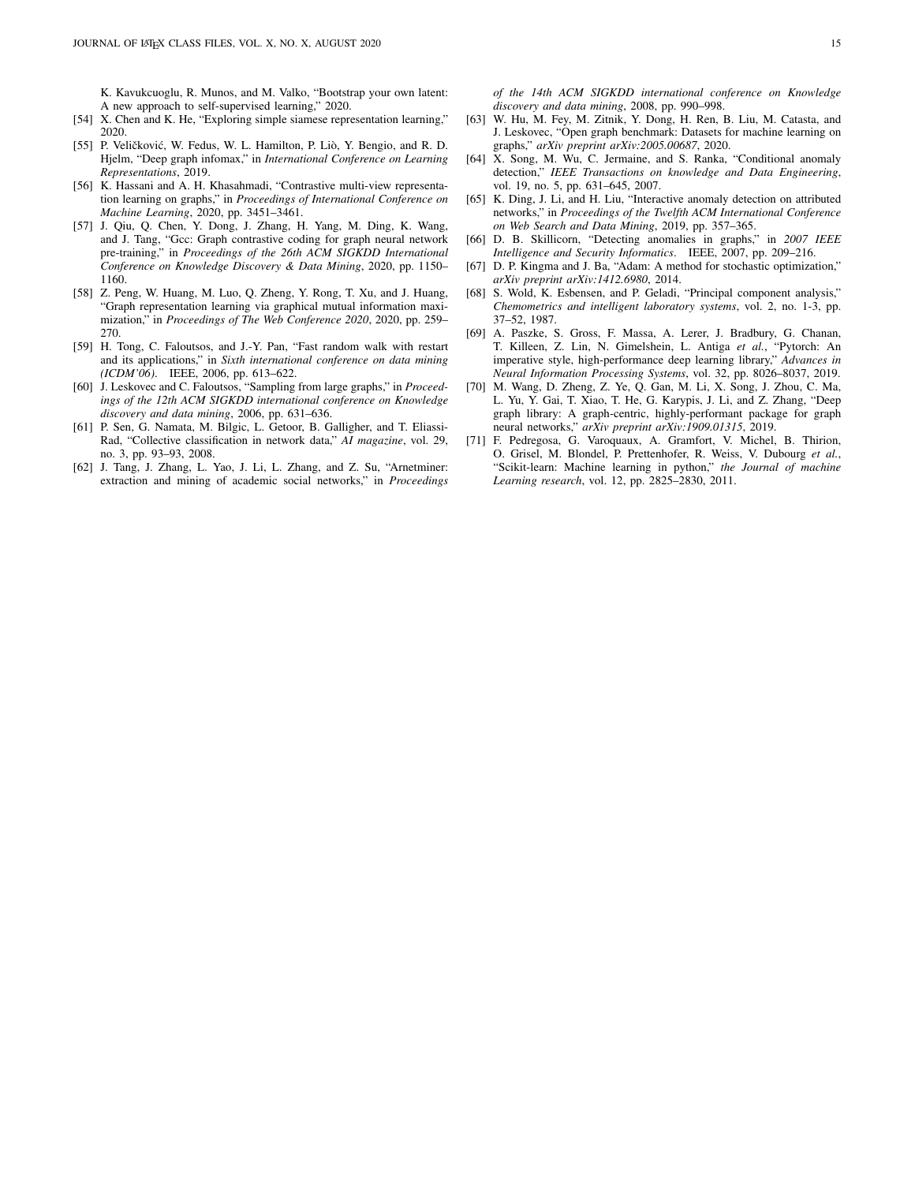K. Kavukcuoglu, R. Munos, and M. Valko, "Bootstrap your own latent: A new approach to self-supervised learning," 2020.

[54] X. Chen and K. He, "Exploring simple siamese representation learning," 2020.

[55] P. Veličković, W. Fedus, W. L. Hamilton, P. Liò, Y. Bengio, and R. D. Hjelm, "Deep graph infomax," in *International Conference on Learning Representations*, 2019.

[56] K. Hassani and A. H. Khasahmadi, "Contrastive multi-view representation learning on graphs," in *Proceedings of International Conference on Machine Learning*, 2020, pp. 3451–3461.

[57] J. Qiu, Q. Chen, Y. Dong, J. Zhang, H. Yang, M. Ding, K. Wang, and J. Tang, "Gcc: Graph contrastive coding for graph neural network pre-training," in *Proceedings of the 26th ACM SIGKDD International Conference on Knowledge Discovery & Data Mining*, 2020, pp. 1150–1160.

[58] Z. Peng, W. Huang, M. Luo, Q. Zheng, Y. Rong, T. Xu, and J. Huang, "Graph representation learning via graphical mutual information maximization," in *Proceedings of The Web Conference 2020*, 2020, pp. 259–270.

[59] H. Tong, C. Faloutsos, and J.-Y. Pan, "Fast random walk with restart and its applications," in *Sixth international conference on data mining (ICDM'06)*. IEEE, 2006, pp. 613–622.

[60] J. Leskovec and C. Faloutsos, "Sampling from large graphs," in *Proceedings of the 12th ACM SIGKDD international conference on Knowledge discovery and data mining*, 2006, pp. 631–636.

[61] P. Sen, G. Namata, M. Bilgic, L. Getoor, B. Galligher, and T. Eliassi-Rad, "Collective classification in network data," *AI magazine*, vol. 29, no. 3, pp. 93–93, 2008.

[62] J. Tang, J. Zhang, L. Yao, J. Li, L. Zhang, and Z. Su, "Arnetminer: extraction and mining of academic social networks," in *Proceedings of the 14th ACM SIGKDD international conference on Knowledge discovery and data mining*, 2008, pp. 990–998.

[63] W. Hu, M. Fey, M. Zitnik, Y. Dong, H. Ren, B. Liu, M. Catasta, and J. Leskovec, "Open graph benchmark: Datasets for machine learning on graphs," *arXiv preprint arXiv:2005.00687*, 2020.

[64] X. Song, M. Wu, C. Jermaine, and S. Ranka, "Conditional anomaly detection," *IEEE Transactions on knowledge and Data Engineering*, vol. 19, no. 5, pp. 631–645, 2007.

[65] K. Ding, J. Li, and H. Liu, "Interactive anomaly detection on attributed networks," in *Proceedings of the Twelfth ACM International Conference on Web Search and Data Mining*, 2019, pp. 357–365.

[66] D. B. Skillicorn, "Detecting anomalies in graphs," in *2007 IEEE Intelligence and Security Informatics*. IEEE, 2007, pp. 209–216.

[67] D. P. Kingma and J. Ba, "Adam: A method for stochastic optimization," *arXiv preprint arXiv:1412.6980*, 2014.

[68] S. Wold, K. Esbensen, and P. Geladi, "Principal component analysis," *Chemometrics and intelligent laboratory systems*, vol. 2, no. 1-3, pp. 37–52, 1987.

[69] A. Paszke, S. Gross, F. Massa, A. Lerer, J. Bradbury, G. Chanan, T. Killeen, Z. Lin, N. Gimelshein, L. Antiga *et al.*, "Pytorch: An imperative style, high-performance deep learning library," *Advances in Neural Information Processing Systems*, vol. 32, pp. 8026–8037, 2019.

[70] M. Wang, D. Zheng, Z. Ye, Q. Gan, M. Li, X. Song, J. Zhou, C. Ma, L. Yu, Y. Gai, T. Xiao, T. He, G. Karypis, J. Li, and Z. Zhang, "Deep graph library: A graph-centric, highly-performant package for graph neural networks," *arXiv preprint arXiv:1909.01315*, 2019.

[71] F. Pedregosa, G. Varoquaux, A. Gramfort, V. Michel, B. Thirion, O. Grisel, M. Blondel, P. Prettenhofer, R. Weiss, V. Dubourg *et al.*, "Scikit-learn: Machine learning in python," *the Journal of machine Learning research*, vol. 12, pp. 2825–2830, 2011.